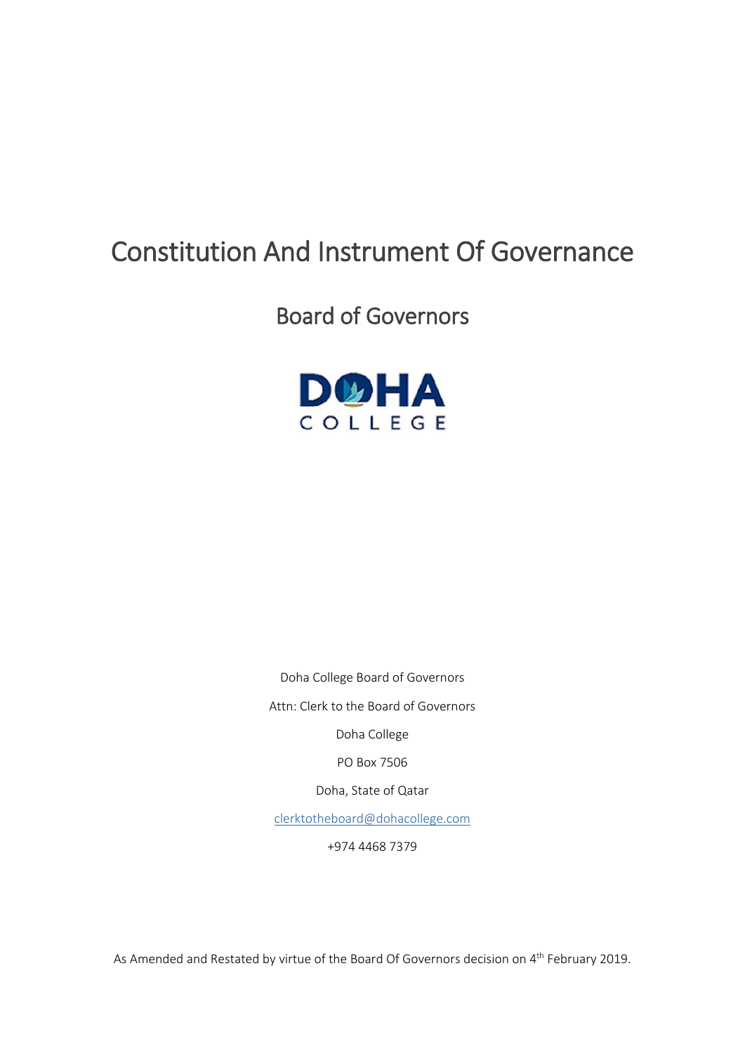# Constitution And Instrument Of Governance

## Board of Governors

DOHA COLLEGE

Doha College Board of Governors

Attn: Clerk to the Board of Governors

Doha College

PO Box 7506

Doha, State of Qatar

clerktotheboard@dohacollege.com

+974 4468 7379

As Amended and Restated by virtue of the Board Of Governors decision on 4th February 2019.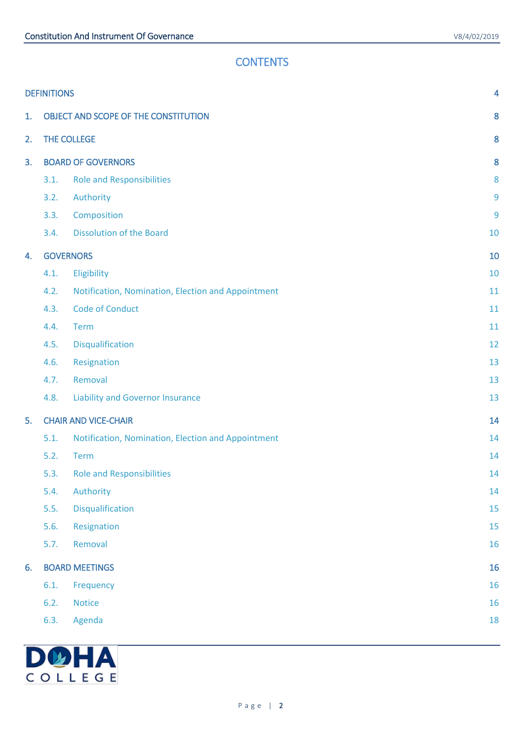# CONTENTS

DEFINITIONS 4

1. OBJECT AND SCOPE OF THE CONSTITUTION 8

2. THE COLLEGE 8

3. BOARD OF GOVERNORS 8
   - 3.1. Role and Responsibilities 8
   - 3.2. Authority 9
   - 3.3. Composition 9
   - 3.4. Dissolution of the Board 10

4. GOVERNORS 10
   - 4.1. Eligibility 10
   - 4.2. Notification, Nomination, Election and Appointment 11
   - 4.3. Code of Conduct 11
   - 4.4. Term 11
   - 4.5. Disqualification 12
   - 4.6. Resignation 13
   - 4.7. Removal 13
   - 4.8. Liability and Governor Insurance 13

5. CHAIR AND VICE-CHAIR 14
   - 5.1. Notification, Nomination, Election and Appointment 14
   - 5.2. Term 14
   - 5.3. Role and Responsibilities 14
   - 5.4. Authority 14
   - 5.5. Disqualification 15
   - 5.6. Resignation 15
   - 5.7. Removal 16

6. BOARD MEETINGS 16
   - 6.1. Frequency 16
   - 6.2. Notice 16
   - 6.3. Agenda 18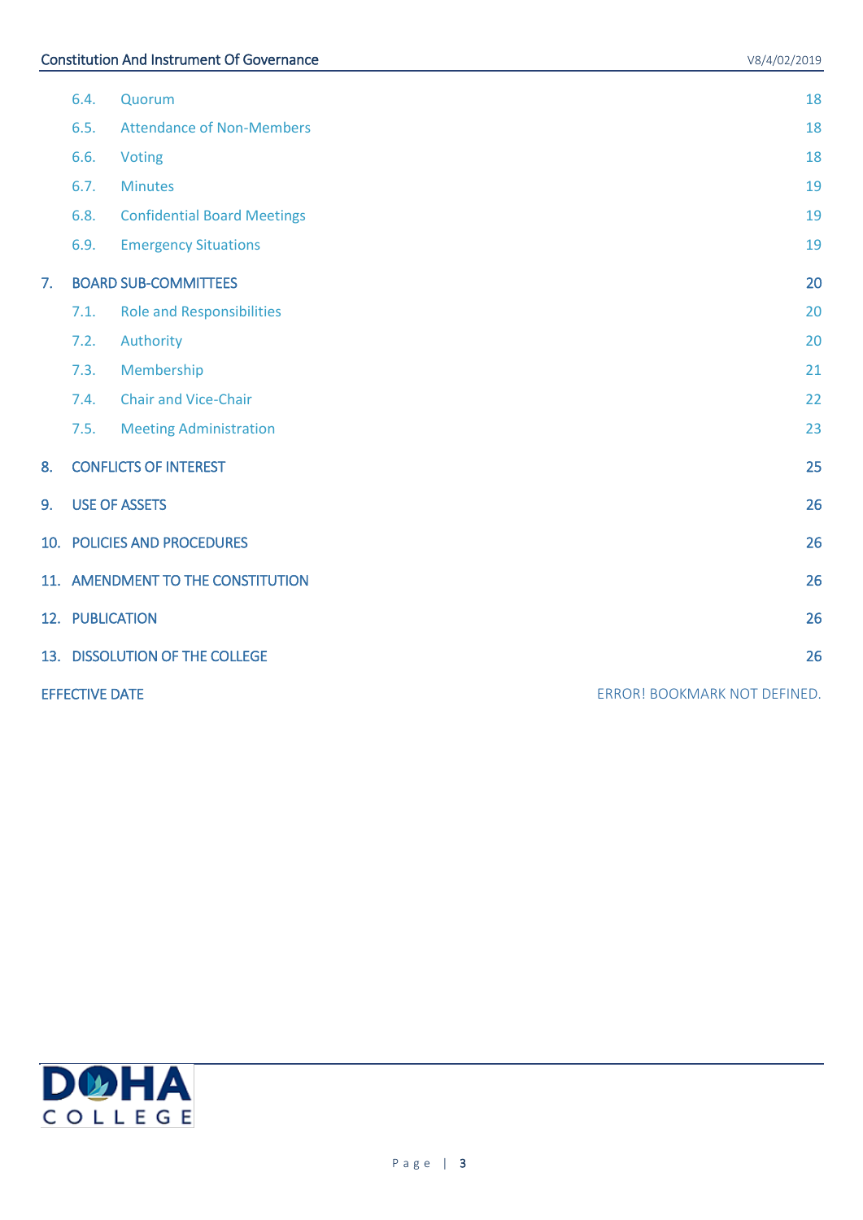| | | |
|---|---|---|
| 6.4. | Quorum | 18 |
| 6.5. | Attendance of Non-Members | 18 |
| 6.6. | Voting | 18 |
| 6.7. | Minutes | 19 |
| 6.8. | Confidential Board Meetings | 19 |
| 6.9. | Emergency Situations | 19 |
| 7. | BOARD SUB-COMMITTEES | 20 |
| 7.1. | Role and Responsibilities | 20 |
| 7.2. | Authority | 20 |
| 7.3. | Membership | 21 |
| 7.4. | Chair and Vice-Chair | 22 |
| 7.5. | Meeting Administration | 23 |
| 8. | CONFLICTS OF INTEREST | 25 |
| 9. | USE OF ASSETS | 26 |
| 10. | POLICIES AND PROCEDURES | 26 |
| 11. | AMENDMENT TO THE CONSTITUTION | 26 |
| 12. | PUBLICATION | 26 |
| 13. | DISSOLUTION OF THE COLLEGE | 26 |
| | EFFECTIVE DATE | ERROR! BOOKMARK NOT DEFINED. |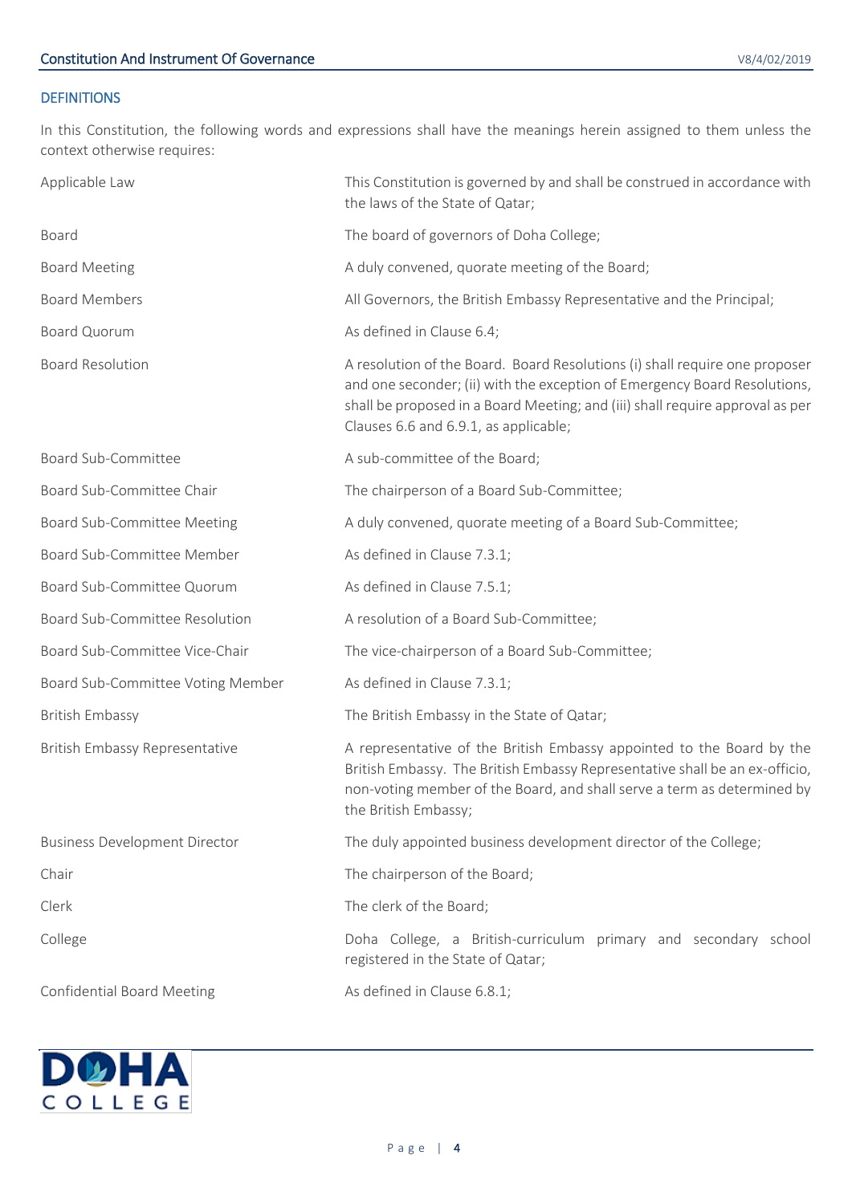## DEFINITIONS

In this Constitution, the following words and expressions shall have the meanings herein assigned to them unless the context otherwise requires:

| | |
|---|---|
| Applicable Law | This Constitution is governed by and shall be construed in accordance with the laws of the State of Qatar; |
| Board | The board of governors of Doha College; |
| Board Meeting | A duly convened, quorate meeting of the Board; |
| Board Members | All Governors, the British Embassy Representative and the Principal; |
| Board Quorum | As defined in Clause 6.4; |
| Board Resolution | A resolution of the Board. Board Resolutions (i) shall require one proposer and one seconder; (ii) with the exception of Emergency Board Resolutions, shall be proposed in a Board Meeting; and (iii) shall require approval as per Clauses 6.6 and 6.9.1, as applicable; |
| Board Sub-Committee | A sub-committee of the Board; |
| Board Sub-Committee Chair | The chairperson of a Board Sub-Committee; |
| Board Sub-Committee Meeting | A duly convened, quorate meeting of a Board Sub-Committee; |
| Board Sub-Committee Member | As defined in Clause 7.3.1; |
| Board Sub-Committee Quorum | As defined in Clause 7.5.1; |
| Board Sub-Committee Resolution | A resolution of a Board Sub-Committee; |
| Board Sub-Committee Vice-Chair | The vice-chairperson of a Board Sub-Committee; |
| Board Sub-Committee Voting Member | As defined in Clause 7.3.1; |
| British Embassy | The British Embassy in the State of Qatar; |
| British Embassy Representative | A representative of the British Embassy appointed to the Board by the British Embassy. The British Embassy Representative shall be an ex-officio, non-voting member of the Board, and shall serve a term as determined by the British Embassy; |
| Business Development Director | The duly appointed business development director of the College; |
| Chair | The chairperson of the Board; |
| Clerk | The clerk of the Board; |
| College | Doha College, a British-curriculum primary and secondary school registered in the State of Qatar; |
| Confidential Board Meeting | As defined in Clause 6.8.1; |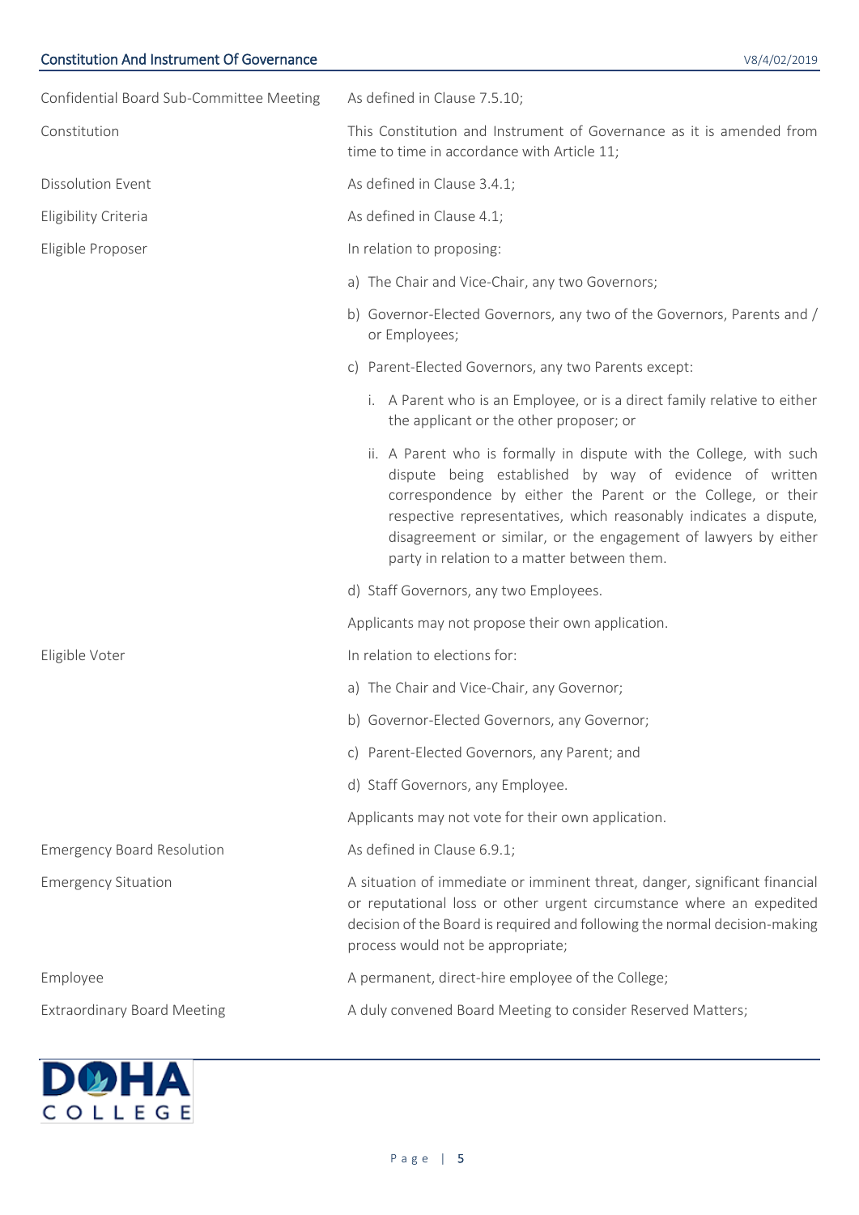| | |
|---|---|
| Confidential Board Sub-Committee Meeting | As defined in Clause 7.5.10; |
| Constitution | This Constitution and Instrument of Governance as it is amended from time to time in accordance with Article 11; |
| Dissolution Event | As defined in Clause 3.4.1; |
| Eligibility Criteria | As defined in Clause 4.1; |
| Eligible Proposer | In relation to proposing:<br>a) The Chair and Vice-Chair, any two Governors;<br>b) Governor-Elected Governors, any two of the Governors, Parents and / or Employees;<br>c) Parent-Elected Governors, any two Parents except:<br>i. A Parent who is an Employee, or is a direct family relative to either the applicant or the other proposer; or<br>ii. A Parent who is formally in dispute with the College, with such dispute being established by way of evidence of written correspondence by either the Parent or the College, or their respective representatives, which reasonably indicates a dispute, disagreement or similar, or the engagement of lawyers by either party in relation to a matter between them.<br>d) Staff Governors, any two Employees.<br>Applicants may not propose their own application. |
| Eligible Voter | In relation to elections for:<br>a) The Chair and Vice-Chair, any Governor;<br>b) Governor-Elected Governors, any Governor;<br>c) Parent-Elected Governors, any Parent; and<br>d) Staff Governors, any Employee.<br>Applicants may not vote for their own application. |
| Emergency Board Resolution | As defined in Clause 6.9.1; |
| Emergency Situation | A situation of immediate or imminent threat, danger, significant financial or reputational loss or other urgent circumstance where an expedited decision of the Board is required and following the normal decision-making process would not be appropriate; |
| Employee | A permanent, direct-hire employee of the College; |
| Extraordinary Board Meeting | A duly convened Board Meeting to consider Reserved Matters; |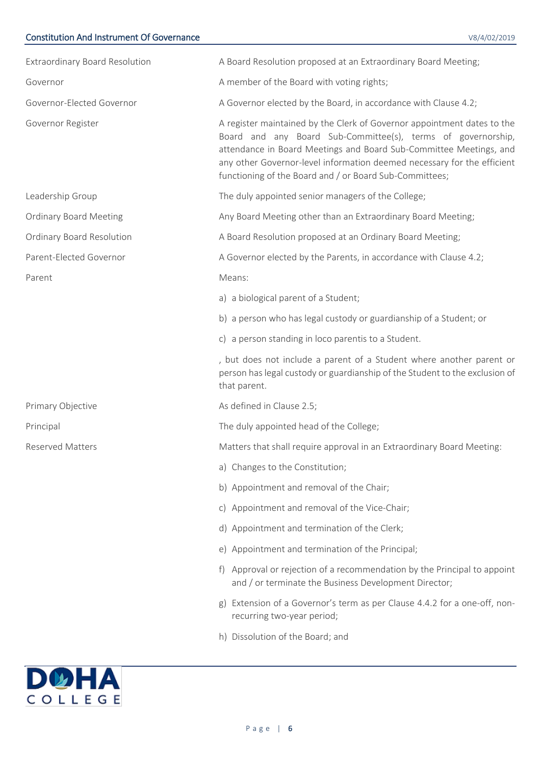| | |
|---|---|
| Extraordinary Board Resolution | A Board Resolution proposed at an Extraordinary Board Meeting; |
| Governor | A member of the Board with voting rights; |
| Governor-Elected Governor | A Governor elected by the Board, in accordance with Clause 4.2; |
| Governor Register | A register maintained by the Clerk of Governor appointment dates to the Board and any Board Sub-Committee(s), terms of governorship, attendance in Board Meetings and Board Sub-Committee Meetings, and any other Governor-level information deemed necessary for the efficient functioning of the Board and / or Board Sub-Committees; |
| Leadership Group | The duly appointed senior managers of the College; |
| Ordinary Board Meeting | Any Board Meeting other than an Extraordinary Board Meeting; |
| Ordinary Board Resolution | A Board Resolution proposed at an Ordinary Board Meeting; |
| Parent-Elected Governor | A Governor elected by the Parents, in accordance with Clause 4.2; |
| Parent | Means:<br>a) a biological parent of a Student;<br>b) a person who has legal custody or guardianship of a Student; or<br>c) a person standing in loco parentis to a Student.<br>, but does not include a parent of a Student where another parent or person has legal custody or guardianship of the Student to the exclusion of that parent. |
| Primary Objective | As defined in Clause 2.5; |
| Principal | The duly appointed head of the College; |
| Reserved Matters | Matters that shall require approval in an Extraordinary Board Meeting:<br>a) Changes to the Constitution;<br>b) Appointment and removal of the Chair;<br>c) Appointment and removal of the Vice-Chair;<br>d) Appointment and termination of the Clerk;<br>e) Appointment and termination of the Principal;<br>f) Approval or rejection of a recommendation by the Principal to appoint and / or terminate the Business Development Director;<br>g) Extension of a Governor's term as per Clause 4.4.2 for a one-off, non-recurring two-year period;<br>h) Dissolution of the Board; and |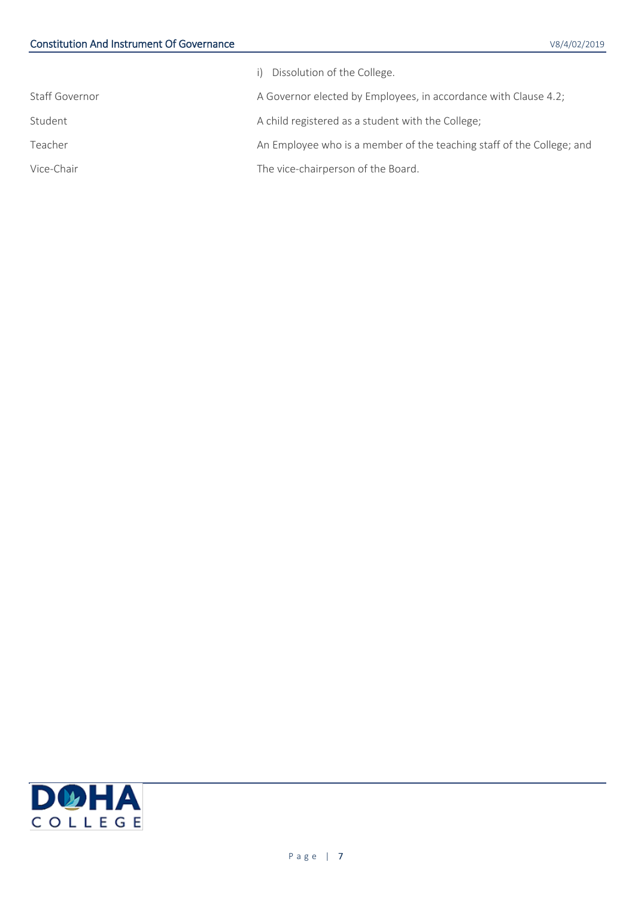|  |  |
|---|---|
|  | i) Dissolution of the College. |
| Staff Governor | A Governor elected by Employees, in accordance with Clause 4.2; |
| Student | A child registered as a student with the College; |
| Teacher | An Employee who is a member of the teaching staff of the College; and |
| Vice-Chair | The vice-chairperson of the Board. |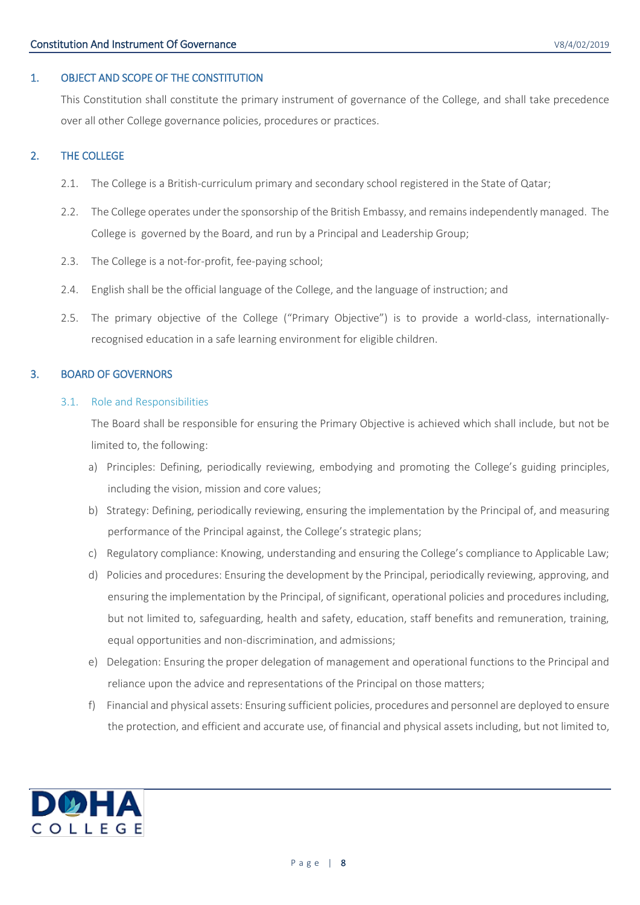## 1. OBJECT AND SCOPE OF THE CONSTITUTION

This Constitution shall constitute the primary instrument of governance of the College, and shall take precedence over all other College governance policies, procedures or practices.

## 2. THE COLLEGE

2.1. The College is a British-curriculum primary and secondary school registered in the State of Qatar;

2.2. The College operates under the sponsorship of the British Embassy, and remains independently managed. The College is governed by the Board, and run by a Principal and Leadership Group;

2.3. The College is a not-for-profit, fee-paying school;

2.4. English shall be the official language of the College, and the language of instruction; and

2.5. The primary objective of the College ("Primary Objective") is to provide a world-class, internationally-recognised education in a safe learning environment for eligible children.

## 3. BOARD OF GOVERNORS

### 3.1. Role and Responsibilities

The Board shall be responsible for ensuring the Primary Objective is achieved which shall include, but not be limited to, the following:

a) Principles: Defining, periodically reviewing, embodying and promoting the College's guiding principles, including the vision, mission and core values;

b) Strategy: Defining, periodically reviewing, ensuring the implementation by the Principal of, and measuring performance of the Principal against, the College's strategic plans;

c) Regulatory compliance: Knowing, understanding and ensuring the College's compliance to Applicable Law;

d) Policies and procedures: Ensuring the development by the Principal, periodically reviewing, approving, and ensuring the implementation by the Principal, of significant, operational policies and procedures including, but not limited to, safeguarding, health and safety, education, staff benefits and remuneration, training, equal opportunities and non-discrimination, and admissions;

e) Delegation: Ensuring the proper delegation of management and operational functions to the Principal and reliance upon the advice and representations of the Principal on those matters;

f) Financial and physical assets: Ensuring sufficient policies, procedures and personnel are deployed to ensure the protection, and efficient and accurate use, of financial and physical assets including, but not limited to,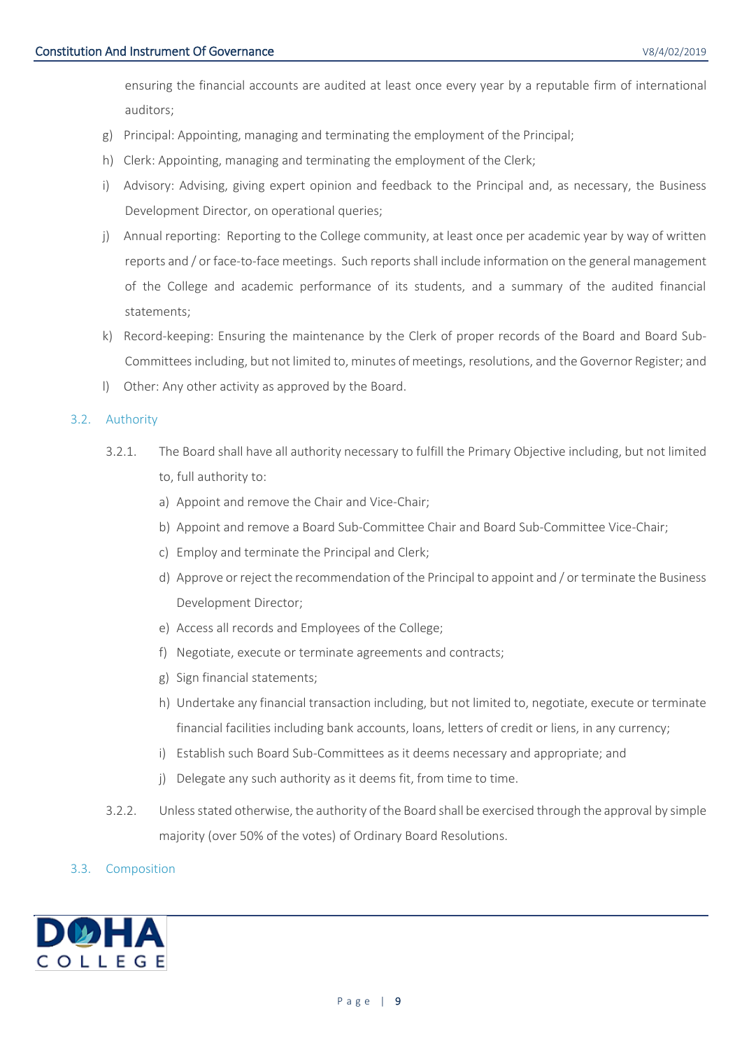ensuring the financial accounts are audited at least once every year by a reputable firm of international auditors;

g) Principal: Appointing, managing and terminating the employment of the Principal;

h) Clerk: Appointing, managing and terminating the employment of the Clerk;

i) Advisory: Advising, giving expert opinion and feedback to the Principal and, as necessary, the Business Development Director, on operational queries;

j) Annual reporting: Reporting to the College community, at least once per academic year by way of written reports and / or face-to-face meetings. Such reports shall include information on the general management of the College and academic performance of its students, and a summary of the audited financial statements;

k) Record-keeping: Ensuring the maintenance by the Clerk of proper records of the Board and Board Sub-Committees including, but not limited to, minutes of meetings, resolutions, and the Governor Register; and

l) Other: Any other activity as approved by the Board.

### 3.2. Authority

3.2.1. The Board shall have all authority necessary to fulfill the Primary Objective including, but not limited to, full authority to:

a) Appoint and remove the Chair and Vice-Chair;

b) Appoint and remove a Board Sub-Committee Chair and Board Sub-Committee Vice-Chair;

c) Employ and terminate the Principal and Clerk;

d) Approve or reject the recommendation of the Principal to appoint and / or terminate the Business Development Director;

e) Access all records and Employees of the College;

f) Negotiate, execute or terminate agreements and contracts;

g) Sign financial statements;

h) Undertake any financial transaction including, but not limited to, negotiate, execute or terminate financial facilities including bank accounts, loans, letters of credit or liens, in any currency;

i) Establish such Board Sub-Committees as it deems necessary and appropriate; and

j) Delegate any such authority as it deems fit, from time to time.

3.2.2. Unless stated otherwise, the authority of the Board shall be exercised through the approval by simple majority (over 50% of the votes) of Ordinary Board Resolutions.

### 3.3. Composition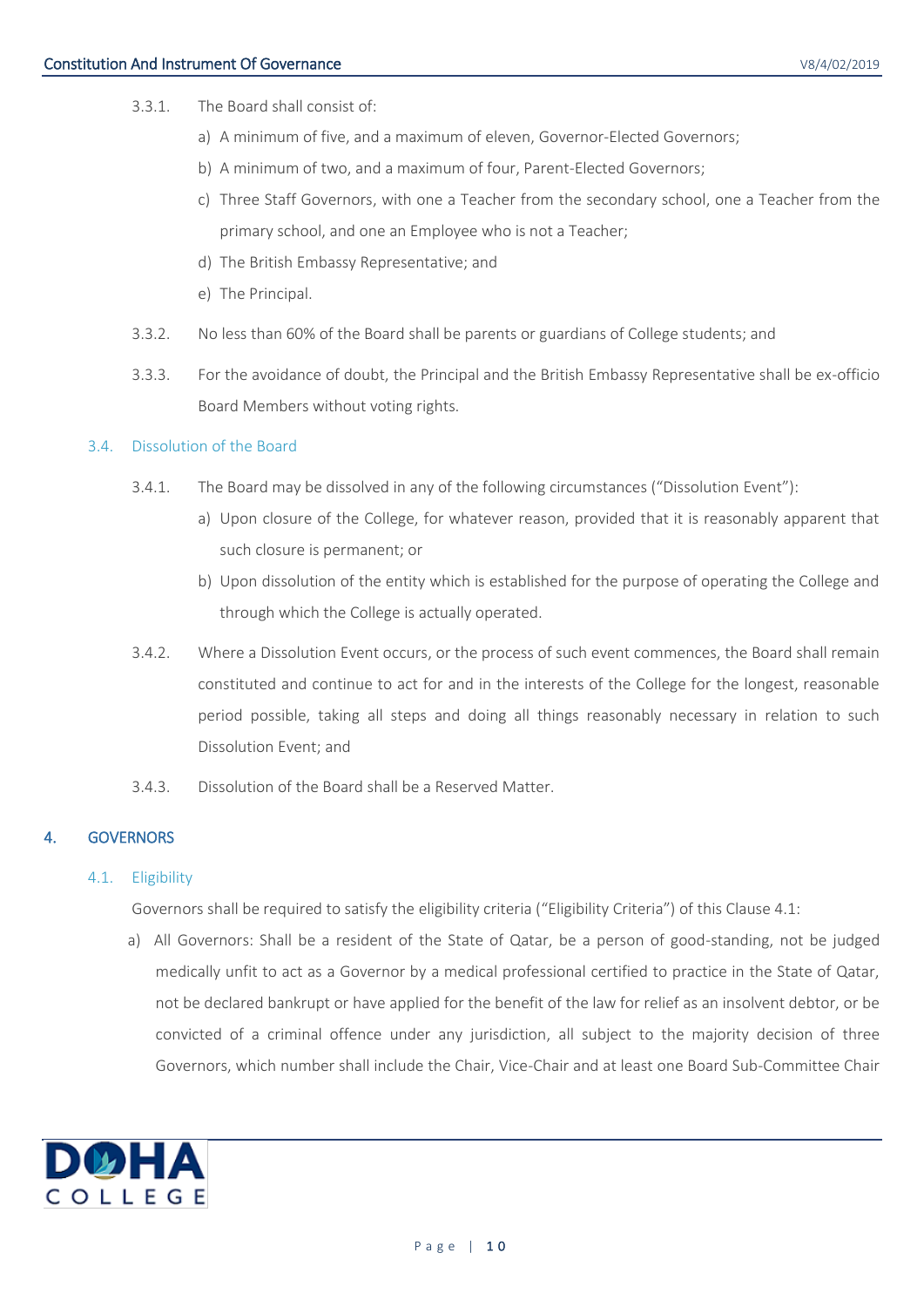3.3.1. The Board shall consist of:

a) A minimum of five, and a maximum of eleven, Governor-Elected Governors;

b) A minimum of two, and a maximum of four, Parent-Elected Governors;

c) Three Staff Governors, with one a Teacher from the secondary school, one a Teacher from the primary school, and one an Employee who is not a Teacher;

d) The British Embassy Representative; and

e) The Principal.

3.3.2. No less than 60% of the Board shall be parents or guardians of College students; and

3.3.3. For the avoidance of doubt, the Principal and the British Embassy Representative shall be ex-officio Board Members without voting rights.

### 3.4. Dissolution of the Board

3.4.1. The Board may be dissolved in any of the following circumstances ("Dissolution Event"):

a) Upon closure of the College, for whatever reason, provided that it is reasonably apparent that such closure is permanent; or

b) Upon dissolution of the entity which is established for the purpose of operating the College and through which the College is actually operated.

3.4.2. Where a Dissolution Event occurs, or the process of such event commences, the Board shall remain constituted and continue to act for and in the interests of the College for the longest, reasonable period possible, taking all steps and doing all things reasonably necessary in relation to such Dissolution Event; and

3.4.3. Dissolution of the Board shall be a Reserved Matter.

## 4. GOVERNORS

### 4.1. Eligibility

Governors shall be required to satisfy the eligibility criteria ("Eligibility Criteria") of this Clause 4.1:

a) All Governors: Shall be a resident of the State of Qatar, be a person of good-standing, not be judged medically unfit to act as a Governor by a medical professional certified to practice in the State of Qatar, not be declared bankrupt or have applied for the benefit of the law for relief as an insolvent debtor, or be convicted of a criminal offence under any jurisdiction, all subject to the majority decision of three Governors, which number shall include the Chair, Vice-Chair and at least one Board Sub-Committee Chair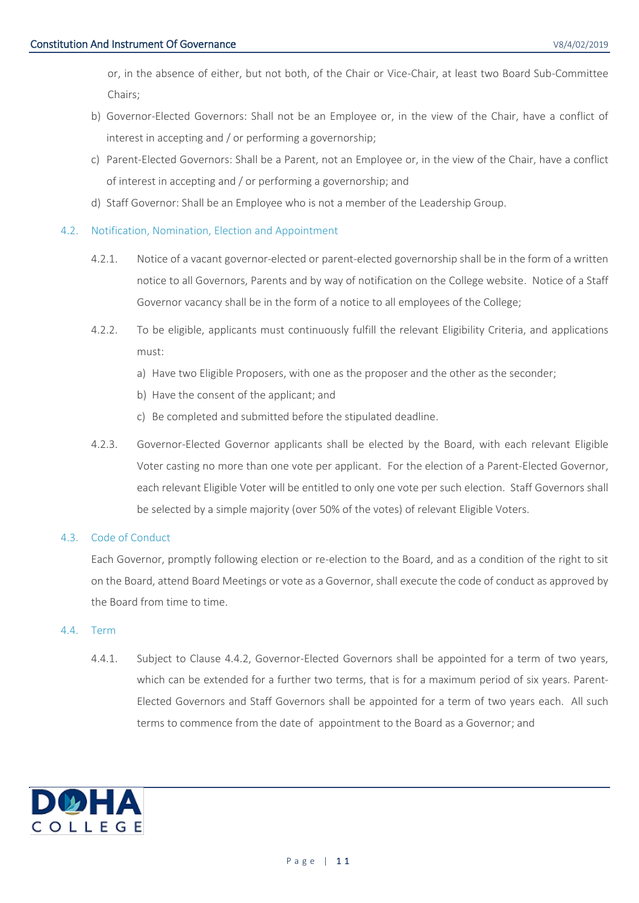or, in the absence of either, but not both, of the Chair or Vice-Chair, at least two Board Sub-Committee Chairs;

b) Governor-Elected Governors: Shall not be an Employee or, in the view of the Chair, have a conflict of interest in accepting and / or performing a governorship;

c) Parent-Elected Governors: Shall be a Parent, not an Employee or, in the view of the Chair, have a conflict of interest in accepting and / or performing a governorship; and

d) Staff Governor: Shall be an Employee who is not a member of the Leadership Group.

### 4.2. Notification, Nomination, Election and Appointment

4.2.1. Notice of a vacant governor-elected or parent-elected governorship shall be in the form of a written notice to all Governors, Parents and by way of notification on the College website. Notice of a Staff Governor vacancy shall be in the form of a notice to all employees of the College;

4.2.2. To be eligible, applicants must continuously fulfill the relevant Eligibility Criteria, and applications must:

a) Have two Eligible Proposers, with one as the proposer and the other as the seconder;

b) Have the consent of the applicant; and

c) Be completed and submitted before the stipulated deadline.

4.2.3. Governor-Elected Governor applicants shall be elected by the Board, with each relevant Eligible Voter casting no more than one vote per applicant. For the election of a Parent-Elected Governor, each relevant Eligible Voter will be entitled to only one vote per such election. Staff Governors shall be selected by a simple majority (over 50% of the votes) of relevant Eligible Voters.

### 4.3. Code of Conduct

Each Governor, promptly following election or re-election to the Board, and as a condition of the right to sit on the Board, attend Board Meetings or vote as a Governor, shall execute the code of conduct as approved by the Board from time to time.

### 4.4. Term

4.4.1. Subject to Clause 4.4.2, Governor-Elected Governors shall be appointed for a term of two years, which can be extended for a further two terms, that is for a maximum period of six years. Parent-Elected Governors and Staff Governors shall be appointed for a term of two years each. All such terms to commence from the date of appointment to the Board as a Governor; and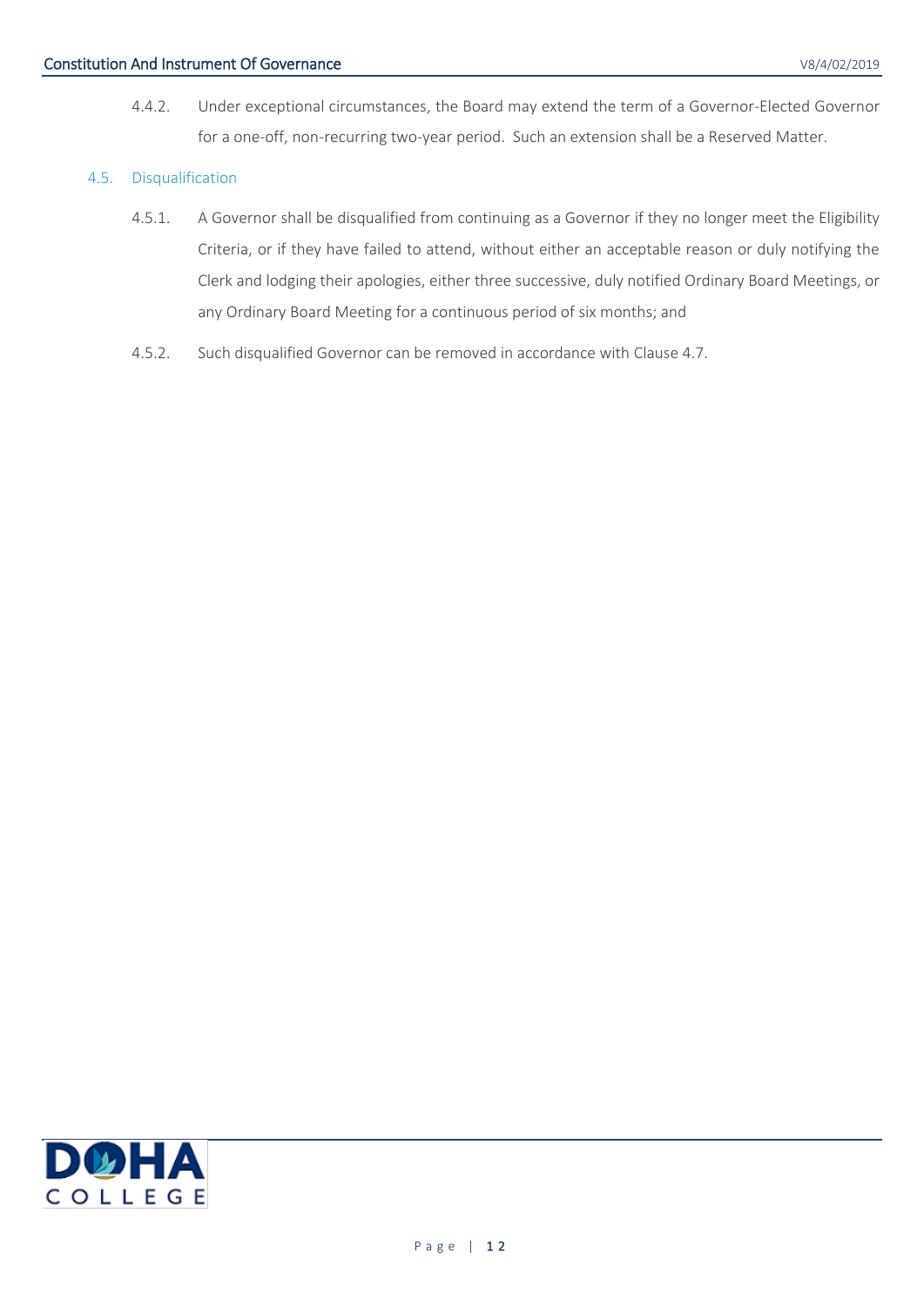4.4.2. Under exceptional circumstances, the Board may extend the term of a Governor-Elected Governor for a one-off, non-recurring two-year period. Such an extension shall be a Reserved Matter.

### 4.5. Disqualification

4.5.1. A Governor shall be disqualified from continuing as a Governor if they no longer meet the Eligibility Criteria, or if they have failed to attend, without either an acceptable reason or duly notifying the Clerk and lodging their apologies, either three successive, duly notified Ordinary Board Meetings, or any Ordinary Board Meeting for a continuous period of six months; and

4.5.2. Such disqualified Governor can be removed in accordance with Clause 4.7.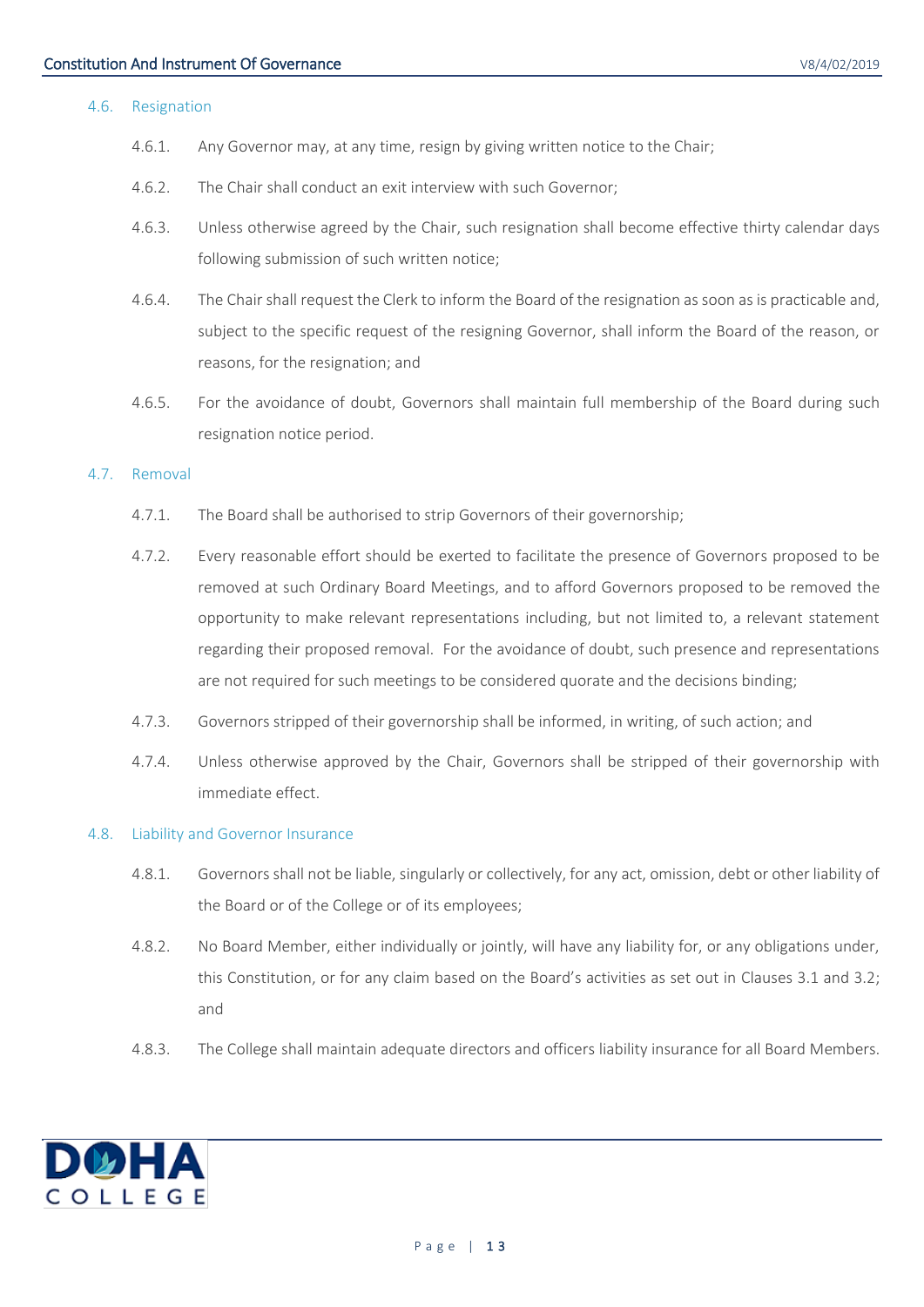### 4.6. Resignation

4.6.1. Any Governor may, at any time, resign by giving written notice to the Chair;

4.6.2. The Chair shall conduct an exit interview with such Governor;

4.6.3. Unless otherwise agreed by the Chair, such resignation shall become effective thirty calendar days following submission of such written notice;

4.6.4. The Chair shall request the Clerk to inform the Board of the resignation as soon as is practicable and, subject to the specific request of the resigning Governor, shall inform the Board of the reason, or reasons, for the resignation; and

4.6.5. For the avoidance of doubt, Governors shall maintain full membership of the Board during such resignation notice period.

### 4.7. Removal

4.7.1. The Board shall be authorised to strip Governors of their governorship;

4.7.2. Every reasonable effort should be exerted to facilitate the presence of Governors proposed to be removed at such Ordinary Board Meetings, and to afford Governors proposed to be removed the opportunity to make relevant representations including, but not limited to, a relevant statement regarding their proposed removal. For the avoidance of doubt, such presence and representations are not required for such meetings to be considered quorate and the decisions binding;

4.7.3. Governors stripped of their governorship shall be informed, in writing, of such action; and

4.7.4. Unless otherwise approved by the Chair, Governors shall be stripped of their governorship with immediate effect.

### 4.8. Liability and Governor Insurance

4.8.1. Governors shall not be liable, singularly or collectively, for any act, omission, debt or other liability of the Board or of the College or of its employees;

4.8.2. No Board Member, either individually or jointly, will have any liability for, or any obligations under, this Constitution, or for any claim based on the Board's activities as set out in Clauses 3.1 and 3.2; and

4.8.3. The College shall maintain adequate directors and officers liability insurance for all Board Members.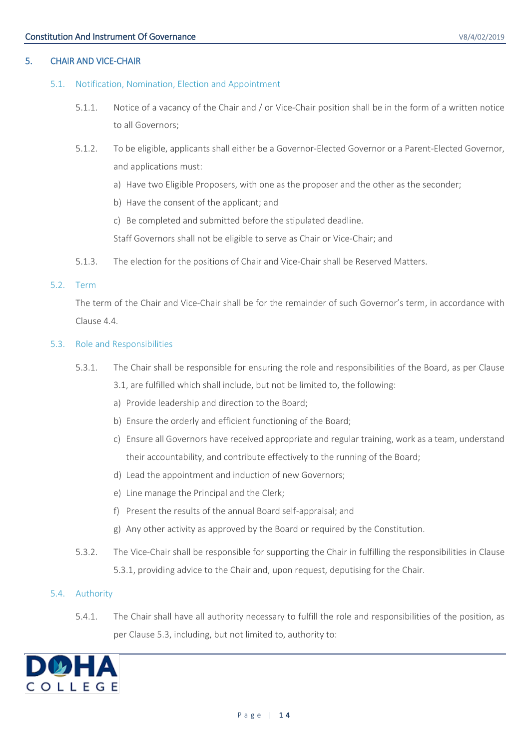## 5. CHAIR AND VICE-CHAIR

### 5.1. Notification, Nomination, Election and Appointment

5.1.1. Notice of a vacancy of the Chair and / or Vice-Chair position shall be in the form of a written notice to all Governors;

5.1.2. To be eligible, applicants shall either be a Governor-Elected Governor or a Parent-Elected Governor, and applications must:

a) Have two Eligible Proposers, with one as the proposer and the other as the seconder;

b) Have the consent of the applicant; and

c) Be completed and submitted before the stipulated deadline.

Staff Governors shall not be eligible to serve as Chair or Vice-Chair; and

5.1.3. The election for the positions of Chair and Vice-Chair shall be Reserved Matters.

### 5.2. Term

The term of the Chair and Vice-Chair shall be for the remainder of such Governor's term, in accordance with Clause 4.4.

### 5.3. Role and Responsibilities

5.3.1. The Chair shall be responsible for ensuring the role and responsibilities of the Board, as per Clause 3.1, are fulfilled which shall include, but not be limited to, the following:

a) Provide leadership and direction to the Board;

b) Ensure the orderly and efficient functioning of the Board;

c) Ensure all Governors have received appropriate and regular training, work as a team, understand their accountability, and contribute effectively to the running of the Board;

d) Lead the appointment and induction of new Governors;

e) Line manage the Principal and the Clerk;

f) Present the results of the annual Board self-appraisal; and

g) Any other activity as approved by the Board or required by the Constitution.

5.3.2. The Vice-Chair shall be responsible for supporting the Chair in fulfilling the responsibilities in Clause 5.3.1, providing advice to the Chair and, upon request, deputising for the Chair.

### 5.4. Authority

5.4.1. The Chair shall have all authority necessary to fulfill the role and responsibilities of the position, as per Clause 5.3, including, but not limited to, authority to: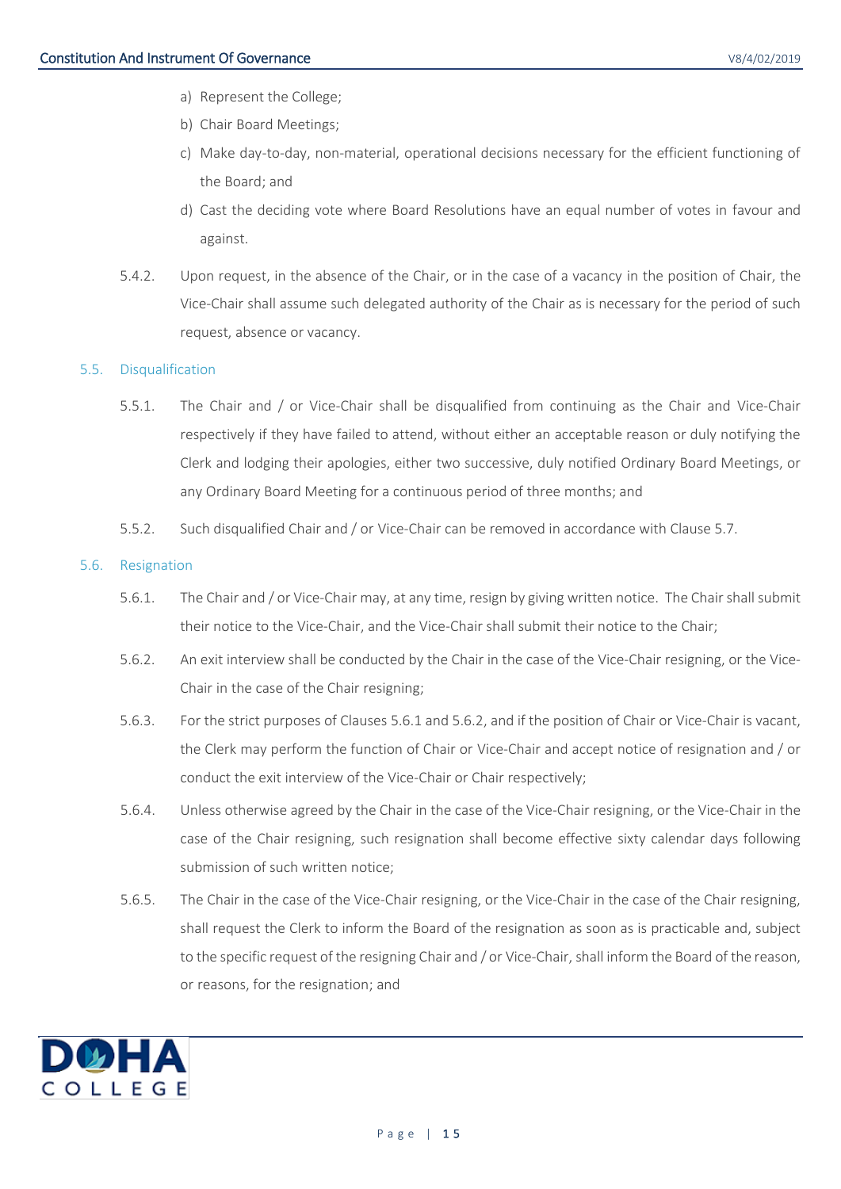a) Represent the College;

b) Chair Board Meetings;

c) Make day-to-day, non-material, operational decisions necessary for the efficient functioning of the Board; and

d) Cast the deciding vote where Board Resolutions have an equal number of votes in favour and against.

5.4.2. Upon request, in the absence of the Chair, or in the case of a vacancy in the position of Chair, the Vice-Chair shall assume such delegated authority of the Chair as is necessary for the period of such request, absence or vacancy.

### 5.5. Disqualification

5.5.1. The Chair and / or Vice-Chair shall be disqualified from continuing as the Chair and Vice-Chair respectively if they have failed to attend, without either an acceptable reason or duly notifying the Clerk and lodging their apologies, either two successive, duly notified Ordinary Board Meetings, or any Ordinary Board Meeting for a continuous period of three months; and

5.5.2. Such disqualified Chair and / or Vice-Chair can be removed in accordance with Clause 5.7.

### 5.6. Resignation

5.6.1. The Chair and / or Vice-Chair may, at any time, resign by giving written notice. The Chair shall submit their notice to the Vice-Chair, and the Vice-Chair shall submit their notice to the Chair;

5.6.2. An exit interview shall be conducted by the Chair in the case of the Vice-Chair resigning, or the Vice-Chair in the case of the Chair resigning;

5.6.3. For the strict purposes of Clauses 5.6.1 and 5.6.2, and if the position of Chair or Vice-Chair is vacant, the Clerk may perform the function of Chair or Vice-Chair and accept notice of resignation and / or conduct the exit interview of the Vice-Chair or Chair respectively;

5.6.4. Unless otherwise agreed by the Chair in the case of the Vice-Chair resigning, or the Vice-Chair in the case of the Chair resigning, such resignation shall become effective sixty calendar days following submission of such written notice;

5.6.5. The Chair in the case of the Vice-Chair resigning, or the Vice-Chair in the case of the Chair resigning, shall request the Clerk to inform the Board of the resignation as soon as is practicable and, subject to the specific request of the resigning Chair and / or Vice-Chair, shall inform the Board of the reason, or reasons, for the resignation; and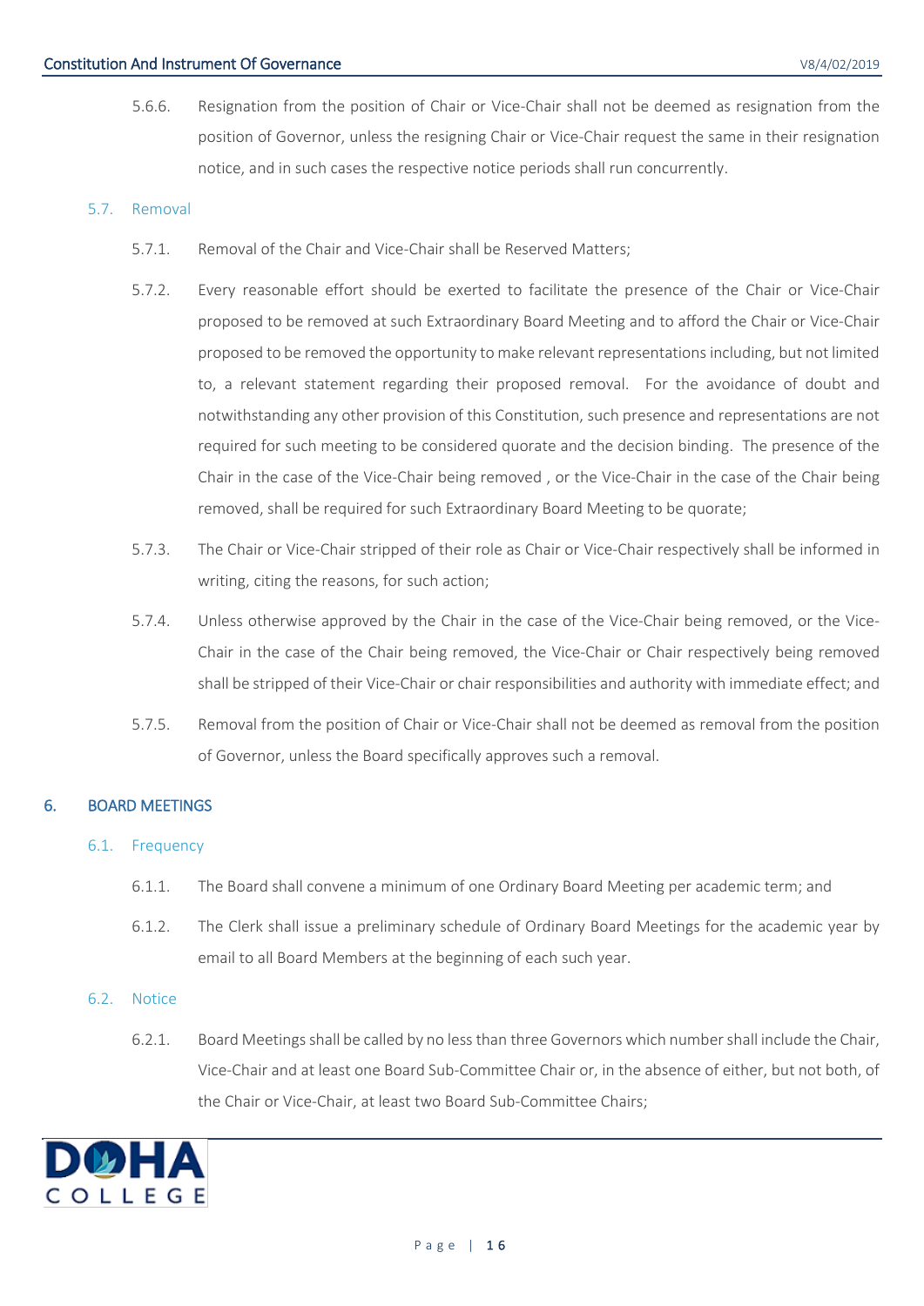5.6.6. Resignation from the position of Chair or Vice-Chair shall not be deemed as resignation from the position of Governor, unless the resigning Chair or Vice-Chair request the same in their resignation notice, and in such cases the respective notice periods shall run concurrently.

### 5.7. Removal

5.7.1. Removal of the Chair and Vice-Chair shall be Reserved Matters;

5.7.2. Every reasonable effort should be exerted to facilitate the presence of the Chair or Vice-Chair proposed to be removed at such Extraordinary Board Meeting and to afford the Chair or Vice-Chair proposed to be removed the opportunity to make relevant representations including, but not limited to, a relevant statement regarding their proposed removal. For the avoidance of doubt and notwithstanding any other provision of this Constitution, such presence and representations are not required for such meeting to be considered quorate and the decision binding. The presence of the Chair in the case of the Vice-Chair being removed , or the Vice-Chair in the case of the Chair being removed, shall be required for such Extraordinary Board Meeting to be quorate;

5.7.3. The Chair or Vice-Chair stripped of their role as Chair or Vice-Chair respectively shall be informed in writing, citing the reasons, for such action;

5.7.4. Unless otherwise approved by the Chair in the case of the Vice-Chair being removed, or the Vice-Chair in the case of the Chair being removed, the Vice-Chair or Chair respectively being removed shall be stripped of their Vice-Chair or chair responsibilities and authority with immediate effect; and

5.7.5. Removal from the position of Chair or Vice-Chair shall not be deemed as removal from the position of Governor, unless the Board specifically approves such a removal.

## 6. BOARD MEETINGS

### 6.1. Frequency

6.1.1. The Board shall convene a minimum of one Ordinary Board Meeting per academic term; and

6.1.2. The Clerk shall issue a preliminary schedule of Ordinary Board Meetings for the academic year by email to all Board Members at the beginning of each such year.

### 6.2. Notice

6.2.1. Board Meetings shall be called by no less than three Governors which number shall include the Chair, Vice-Chair and at least one Board Sub-Committee Chair or, in the absence of either, but not both, of the Chair or Vice-Chair, at least two Board Sub-Committee Chairs;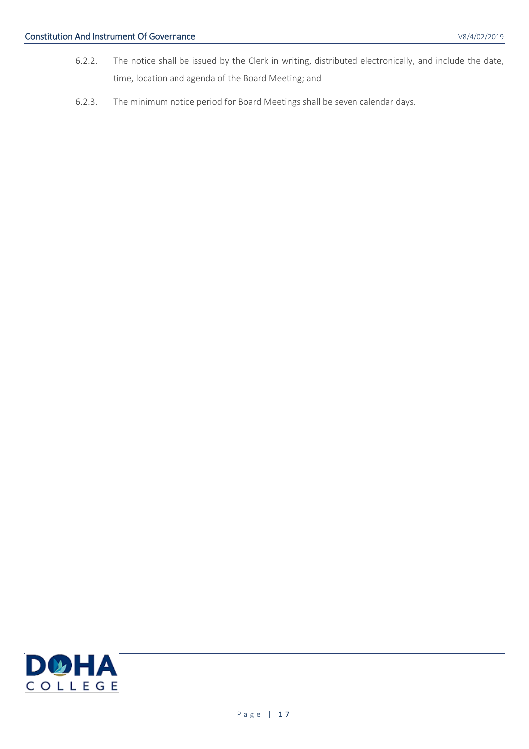6.2.2. The notice shall be issued by the Clerk in writing, distributed electronically, and include the date, time, location and agenda of the Board Meeting; and

6.2.3. The minimum notice period for Board Meetings shall be seven calendar days.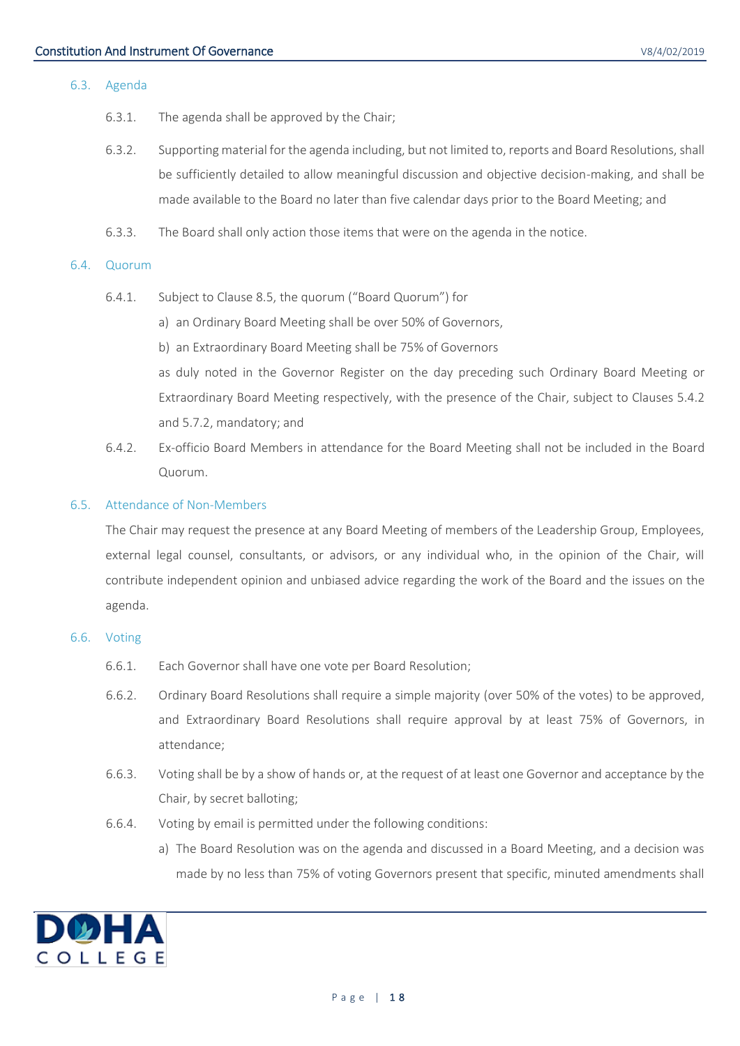### 6.3. Agenda

6.3.1. The agenda shall be approved by the Chair;

6.3.2. Supporting material for the agenda including, but not limited to, reports and Board Resolutions, shall be sufficiently detailed to allow meaningful discussion and objective decision-making, and shall be made available to the Board no later than five calendar days prior to the Board Meeting; and

6.3.3. The Board shall only action those items that were on the agenda in the notice.

### 6.4. Quorum

6.4.1. Subject to Clause 8.5, the quorum ("Board Quorum") for

a) an Ordinary Board Meeting shall be over 50% of Governors,

b) an Extraordinary Board Meeting shall be 75% of Governors

as duly noted in the Governor Register on the day preceding such Ordinary Board Meeting or Extraordinary Board Meeting respectively, with the presence of the Chair, subject to Clauses 5.4.2 and 5.7.2, mandatory; and

6.4.2. Ex-officio Board Members in attendance for the Board Meeting shall not be included in the Board Quorum.

### 6.5. Attendance of Non-Members

The Chair may request the presence at any Board Meeting of members of the Leadership Group, Employees, external legal counsel, consultants, or advisors, or any individual who, in the opinion of the Chair, will contribute independent opinion and unbiased advice regarding the work of the Board and the issues on the agenda.

### 6.6. Voting

6.6.1. Each Governor shall have one vote per Board Resolution;

6.6.2. Ordinary Board Resolutions shall require a simple majority (over 50% of the votes) to be approved, and Extraordinary Board Resolutions shall require approval by at least 75% of Governors, in attendance;

6.6.3. Voting shall be by a show of hands or, at the request of at least one Governor and acceptance by the Chair, by secret balloting;

6.6.4. Voting by email is permitted under the following conditions:

a) The Board Resolution was on the agenda and discussed in a Board Meeting, and a decision was made by no less than 75% of voting Governors present that specific, minuted amendments shall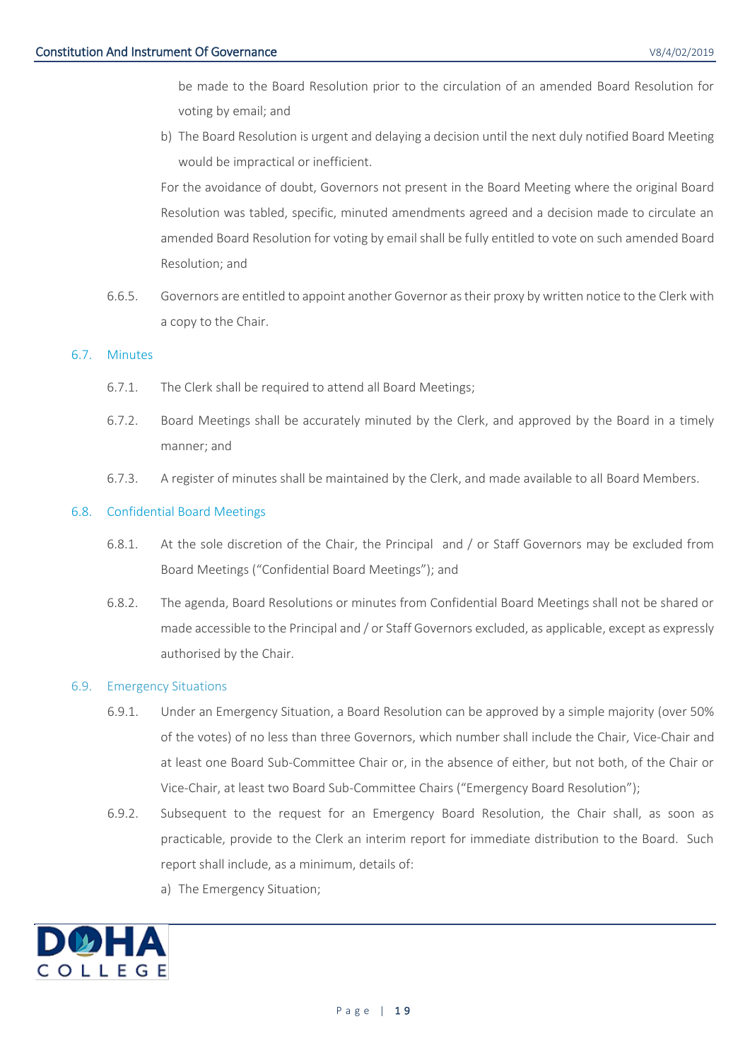be made to the Board Resolution prior to the circulation of an amended Board Resolution for voting by email; and

b) The Board Resolution is urgent and delaying a decision until the next duly notified Board Meeting would be impractical or inefficient.

For the avoidance of doubt, Governors not present in the Board Meeting where the original Board Resolution was tabled, specific, minuted amendments agreed and a decision made to circulate an amended Board Resolution for voting by email shall be fully entitled to vote on such amended Board Resolution; and

6.6.5. Governors are entitled to appoint another Governor as their proxy by written notice to the Clerk with a copy to the Chair.

## 6.7. Minutes

6.7.1. The Clerk shall be required to attend all Board Meetings;

6.7.2. Board Meetings shall be accurately minuted by the Clerk, and approved by the Board in a timely manner; and

6.7.3. A register of minutes shall be maintained by the Clerk, and made available to all Board Members.

## 6.8. Confidential Board Meetings

6.8.1. At the sole discretion of the Chair, the Principal and / or Staff Governors may be excluded from Board Meetings ("Confidential Board Meetings"); and

6.8.2. The agenda, Board Resolutions or minutes from Confidential Board Meetings shall not be shared or made accessible to the Principal and / or Staff Governors excluded, as applicable, except as expressly authorised by the Chair.

## 6.9. Emergency Situations

6.9.1. Under an Emergency Situation, a Board Resolution can be approved by a simple majority (over 50% of the votes) of no less than three Governors, which number shall include the Chair, Vice-Chair and at least one Board Sub-Committee Chair or, in the absence of either, but not both, of the Chair or Vice-Chair, at least two Board Sub-Committee Chairs ("Emergency Board Resolution");

6.9.2. Subsequent to the request for an Emergency Board Resolution, the Chair shall, as soon as practicable, provide to the Clerk an interim report for immediate distribution to the Board. Such report shall include, as a minimum, details of:

a) The Emergency Situation;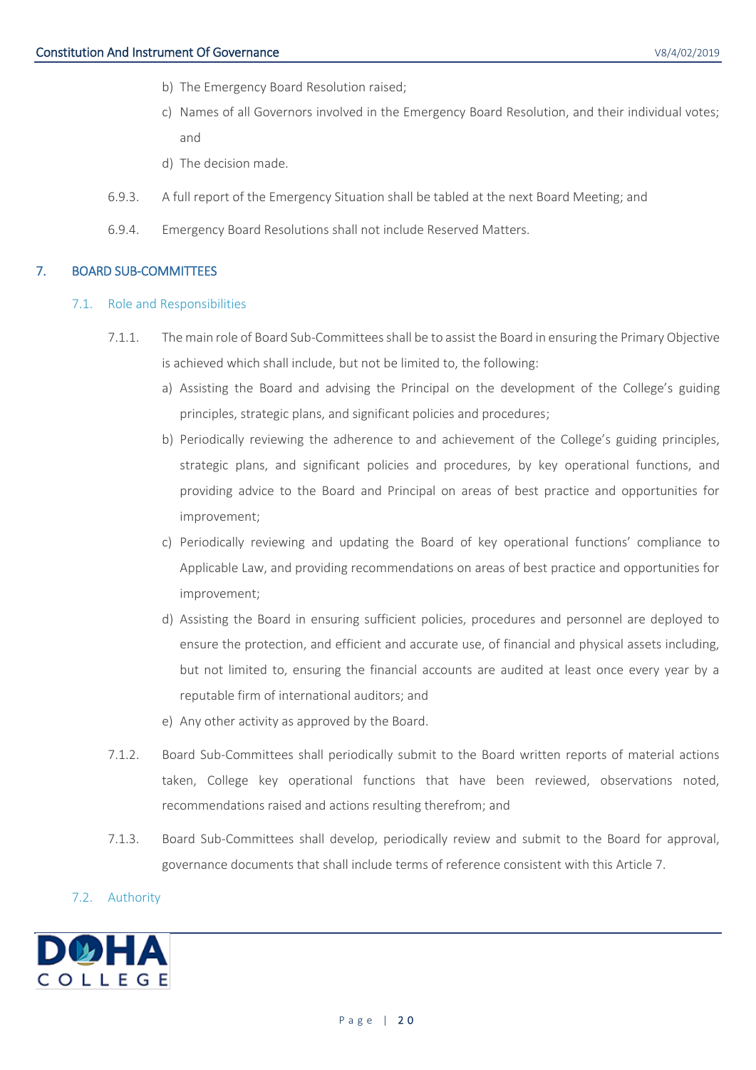b) The Emergency Board Resolution raised;

c) Names of all Governors involved in the Emergency Board Resolution, and their individual votes; and

d) The decision made.

6.9.3. A full report of the Emergency Situation shall be tabled at the next Board Meeting; and

6.9.4. Emergency Board Resolutions shall not include Reserved Matters.

## 7. BOARD SUB-COMMITTEES

### 7.1. Role and Responsibilities

7.1.1. The main role of Board Sub-Committees shall be to assist the Board in ensuring the Primary Objective is achieved which shall include, but not be limited to, the following:

a) Assisting the Board and advising the Principal on the development of the College's guiding principles, strategic plans, and significant policies and procedures;

b) Periodically reviewing the adherence to and achievement of the College's guiding principles, strategic plans, and significant policies and procedures, by key operational functions, and providing advice to the Board and Principal on areas of best practice and opportunities for improvement;

c) Periodically reviewing and updating the Board of key operational functions' compliance to Applicable Law, and providing recommendations on areas of best practice and opportunities for improvement;

d) Assisting the Board in ensuring sufficient policies, procedures and personnel are deployed to ensure the protection, and efficient and accurate use, of financial and physical assets including, but not limited to, ensuring the financial accounts are audited at least once every year by a reputable firm of international auditors; and

e) Any other activity as approved by the Board.

7.1.2. Board Sub-Committees shall periodically submit to the Board written reports of material actions taken, College key operational functions that have been reviewed, observations noted, recommendations raised and actions resulting therefrom; and

7.1.3. Board Sub-Committees shall develop, periodically review and submit to the Board for approval, governance documents that shall include terms of reference consistent with this Article 7.

### 7.2. Authority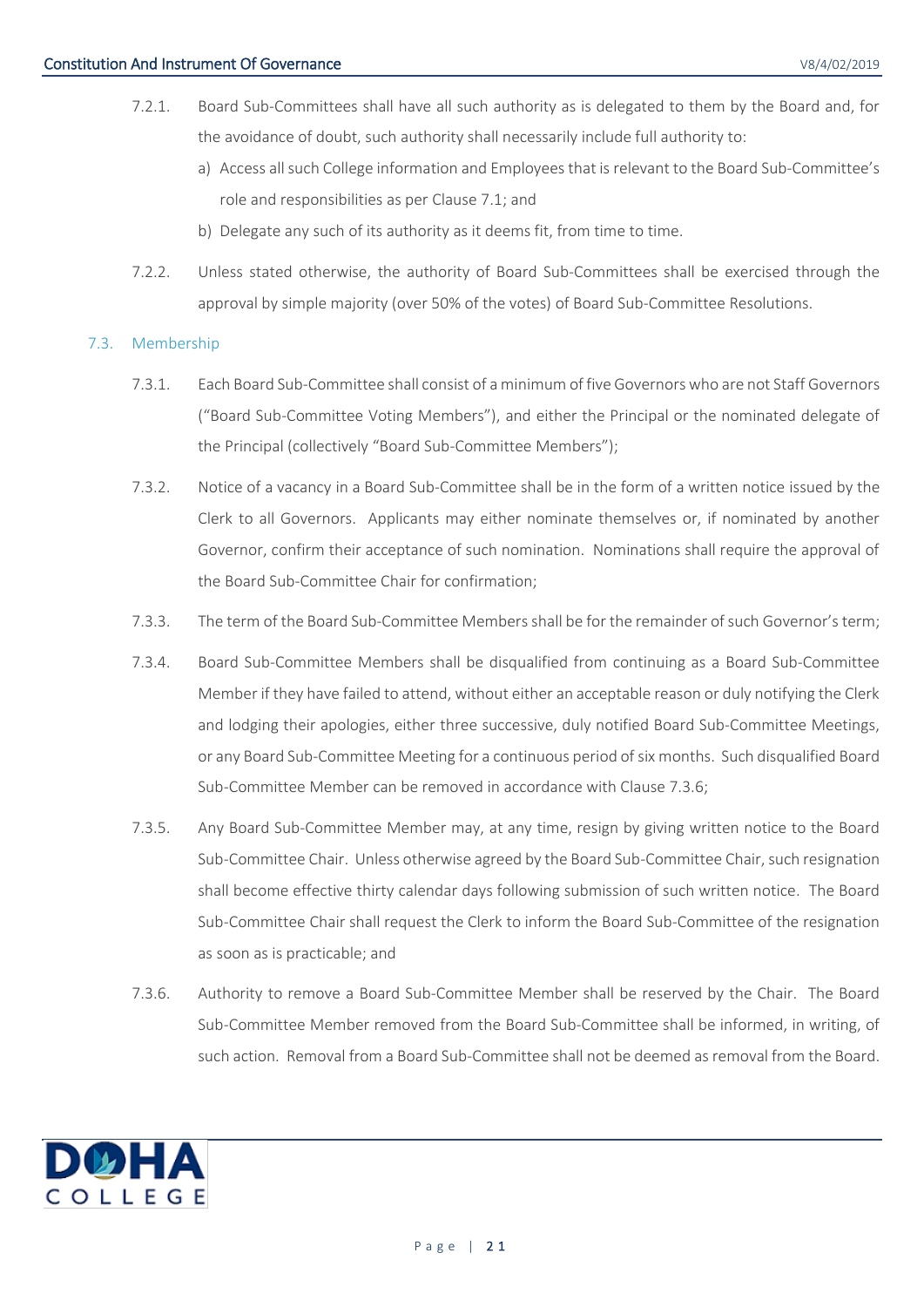7.2.1. Board Sub-Committees shall have all such authority as is delegated to them by the Board and, for the avoidance of doubt, such authority shall necessarily include full authority to:

a) Access all such College information and Employees that is relevant to the Board Sub-Committee's role and responsibilities as per Clause 7.1; and

b) Delegate any such of its authority as it deems fit, from time to time.

7.2.2. Unless stated otherwise, the authority of Board Sub-Committees shall be exercised through the approval by simple majority (over 50% of the votes) of Board Sub-Committee Resolutions.

### 7.3. Membership

7.3.1. Each Board Sub-Committee shall consist of a minimum of five Governors who are not Staff Governors ("Board Sub-Committee Voting Members"), and either the Principal or the nominated delegate of the Principal (collectively "Board Sub-Committee Members");

7.3.2. Notice of a vacancy in a Board Sub-Committee shall be in the form of a written notice issued by the Clerk to all Governors. Applicants may either nominate themselves or, if nominated by another Governor, confirm their acceptance of such nomination. Nominations shall require the approval of the Board Sub-Committee Chair for confirmation;

7.3.3. The term of the Board Sub-Committee Members shall be for the remainder of such Governor's term;

7.3.4. Board Sub-Committee Members shall be disqualified from continuing as a Board Sub-Committee Member if they have failed to attend, without either an acceptable reason or duly notifying the Clerk and lodging their apologies, either three successive, duly notified Board Sub-Committee Meetings, or any Board Sub-Committee Meeting for a continuous period of six months. Such disqualified Board Sub-Committee Member can be removed in accordance with Clause 7.3.6;

7.3.5. Any Board Sub-Committee Member may, at any time, resign by giving written notice to the Board Sub-Committee Chair. Unless otherwise agreed by the Board Sub-Committee Chair, such resignation shall become effective thirty calendar days following submission of such written notice. The Board Sub-Committee Chair shall request the Clerk to inform the Board Sub-Committee of the resignation as soon as is practicable; and

7.3.6. Authority to remove a Board Sub-Committee Member shall be reserved by the Chair. The Board Sub-Committee Member removed from the Board Sub-Committee shall be informed, in writing, of such action. Removal from a Board Sub-Committee shall not be deemed as removal from the Board.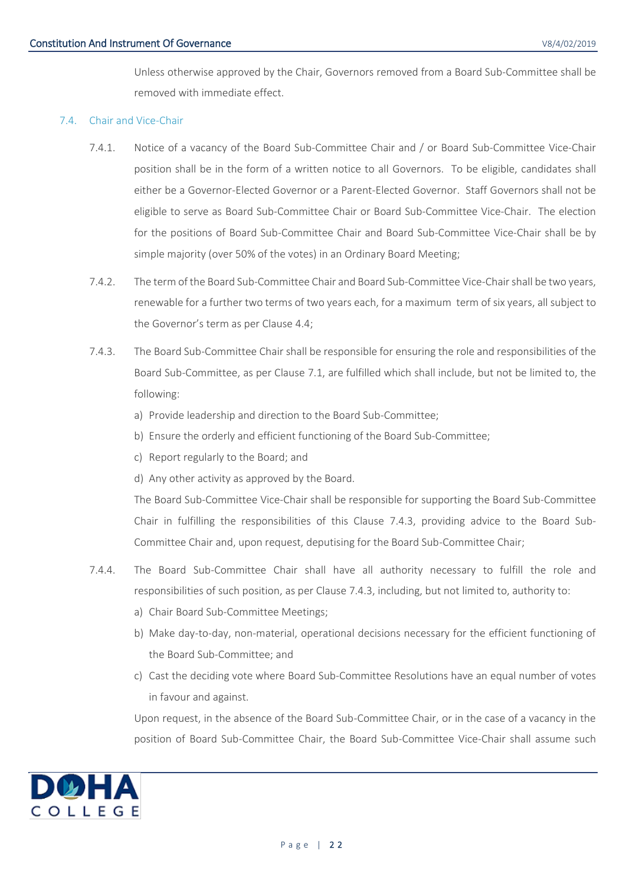Unless otherwise approved by the Chair, Governors removed from a Board Sub-Committee shall be removed with immediate effect.

### 7.4. Chair and Vice-Chair

7.4.1. Notice of a vacancy of the Board Sub-Committee Chair and / or Board Sub-Committee Vice-Chair position shall be in the form of a written notice to all Governors. To be eligible, candidates shall either be a Governor-Elected Governor or a Parent-Elected Governor. Staff Governors shall not be eligible to serve as Board Sub-Committee Chair or Board Sub-Committee Vice-Chair. The election for the positions of Board Sub-Committee Chair and Board Sub-Committee Vice-Chair shall be by simple majority (over 50% of the votes) in an Ordinary Board Meeting;

7.4.2. The term of the Board Sub-Committee Chair and Board Sub-Committee Vice-Chair shall be two years, renewable for a further two terms of two years each, for a maximum term of six years, all subject to the Governor's term as per Clause 4.4;

7.4.3. The Board Sub-Committee Chair shall be responsible for ensuring the role and responsibilities of the Board Sub-Committee, as per Clause 7.1, are fulfilled which shall include, but not be limited to, the following:

a) Provide leadership and direction to the Board Sub-Committee;
b) Ensure the orderly and efficient functioning of the Board Sub-Committee;
c) Report regularly to the Board; and
d) Any other activity as approved by the Board.

The Board Sub-Committee Vice-Chair shall be responsible for supporting the Board Sub-Committee Chair in fulfilling the responsibilities of this Clause 7.4.3, providing advice to the Board Sub-Committee Chair and, upon request, deputising for the Board Sub-Committee Chair;

7.4.4. The Board Sub-Committee Chair shall have all authority necessary to fulfill the role and responsibilities of such position, as per Clause 7.4.3, including, but not limited to, authority to:

a) Chair Board Sub-Committee Meetings;
b) Make day-to-day, non-material, operational decisions necessary for the efficient functioning of the Board Sub-Committee; and
c) Cast the deciding vote where Board Sub-Committee Resolutions have an equal number of votes in favour and against.

Upon request, in the absence of the Board Sub-Committee Chair, or in the case of a vacancy in the position of Board Sub-Committee Chair, the Board Sub-Committee Vice-Chair shall assume such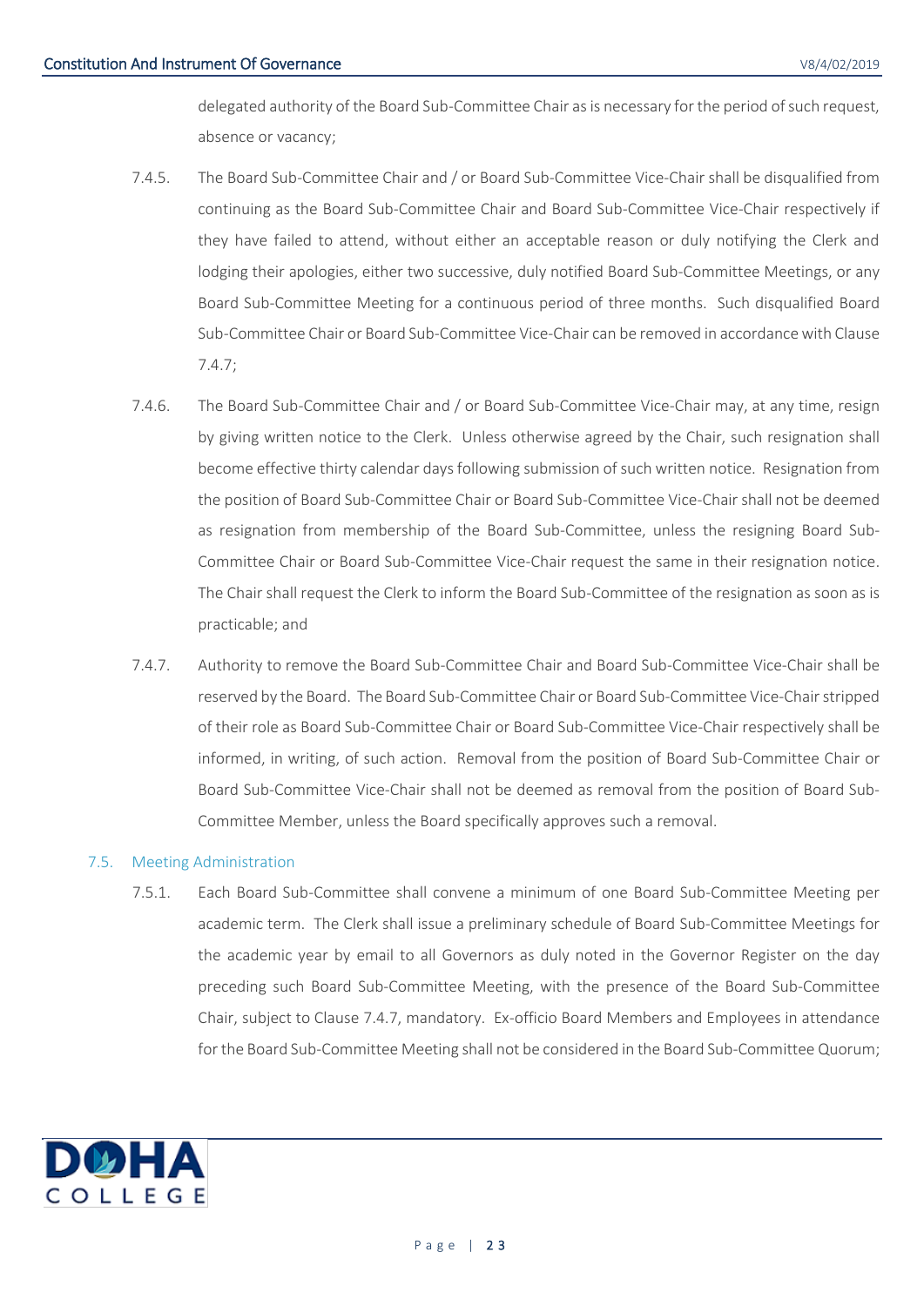delegated authority of the Board Sub-Committee Chair as is necessary for the period of such request, absence or vacancy;

7.4.5. The Board Sub-Committee Chair and / or Board Sub-Committee Vice-Chair shall be disqualified from continuing as the Board Sub-Committee Chair and Board Sub-Committee Vice-Chair respectively if they have failed to attend, without either an acceptable reason or duly notifying the Clerk and lodging their apologies, either two successive, duly notified Board Sub-Committee Meetings, or any Board Sub-Committee Meeting for a continuous period of three months. Such disqualified Board Sub-Committee Chair or Board Sub-Committee Vice-Chair can be removed in accordance with Clause 7.4.7;

7.4.6. The Board Sub-Committee Chair and / or Board Sub-Committee Vice-Chair may, at any time, resign by giving written notice to the Clerk. Unless otherwise agreed by the Chair, such resignation shall become effective thirty calendar days following submission of such written notice. Resignation from the position of Board Sub-Committee Chair or Board Sub-Committee Vice-Chair shall not be deemed as resignation from membership of the Board Sub-Committee, unless the resigning Board Sub-Committee Chair or Board Sub-Committee Vice-Chair request the same in their resignation notice. The Chair shall request the Clerk to inform the Board Sub-Committee of the resignation as soon as is practicable; and

7.4.7. Authority to remove the Board Sub-Committee Chair and Board Sub-Committee Vice-Chair shall be reserved by the Board. The Board Sub-Committee Chair or Board Sub-Committee Vice-Chair stripped of their role as Board Sub-Committee Chair or Board Sub-Committee Vice-Chair respectively shall be informed, in writing, of such action. Removal from the position of Board Sub-Committee Chair or Board Sub-Committee Vice-Chair shall not be deemed as removal from the position of Board Sub-Committee Member, unless the Board specifically approves such a removal.

### 7.5. Meeting Administration

7.5.1. Each Board Sub-Committee shall convene a minimum of one Board Sub-Committee Meeting per academic term. The Clerk shall issue a preliminary schedule of Board Sub-Committee Meetings for the academic year by email to all Governors as duly noted in the Governor Register on the day preceding such Board Sub-Committee Meeting, with the presence of the Board Sub-Committee Chair, subject to Clause 7.4.7, mandatory. Ex-officio Board Members and Employees in attendance for the Board Sub-Committee Meeting shall not be considered in the Board Sub-Committee Quorum;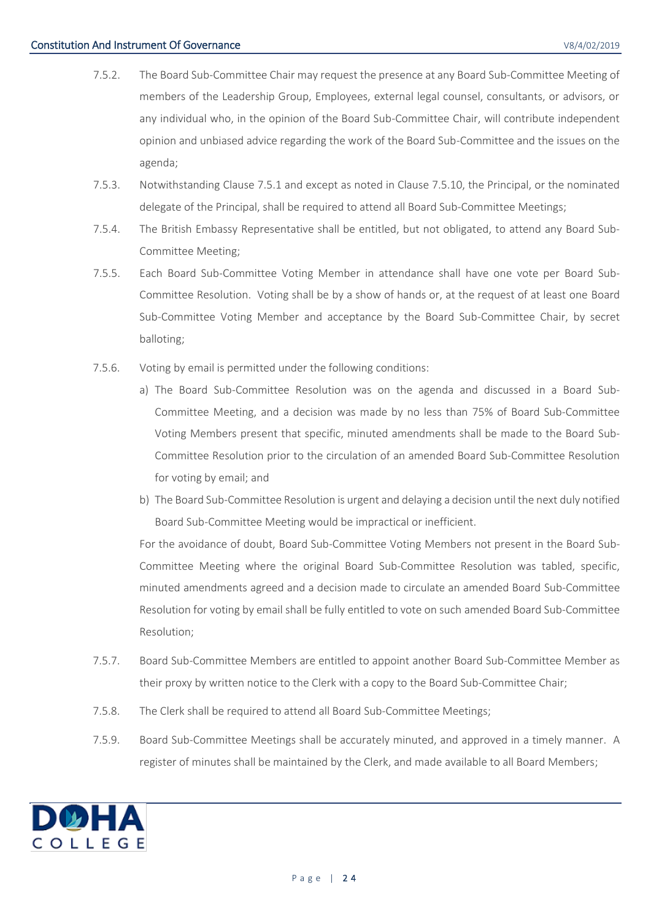7.5.2. The Board Sub-Committee Chair may request the presence at any Board Sub-Committee Meeting of members of the Leadership Group, Employees, external legal counsel, consultants, or advisors, or any individual who, in the opinion of the Board Sub-Committee Chair, will contribute independent opinion and unbiased advice regarding the work of the Board Sub-Committee and the issues on the agenda;

7.5.3. Notwithstanding Clause 7.5.1 and except as noted in Clause 7.5.10, the Principal, or the nominated delegate of the Principal, shall be required to attend all Board Sub-Committee Meetings;

7.5.4. The British Embassy Representative shall be entitled, but not obligated, to attend any Board Sub-Committee Meeting;

7.5.5. Each Board Sub-Committee Voting Member in attendance shall have one vote per Board Sub-Committee Resolution. Voting shall be by a show of hands or, at the request of at least one Board Sub-Committee Voting Member and acceptance by the Board Sub-Committee Chair, by secret balloting;

7.5.6. Voting by email is permitted under the following conditions:

a) The Board Sub-Committee Resolution was on the agenda and discussed in a Board Sub-Committee Meeting, and a decision was made by no less than 75% of Board Sub-Committee Voting Members present that specific, minuted amendments shall be made to the Board Sub-Committee Resolution prior to the circulation of an amended Board Sub-Committee Resolution for voting by email; and

b) The Board Sub-Committee Resolution is urgent and delaying a decision until the next duly notified Board Sub-Committee Meeting would be impractical or inefficient.

For the avoidance of doubt, Board Sub-Committee Voting Members not present in the Board Sub-Committee Meeting where the original Board Sub-Committee Resolution was tabled, specific, minuted amendments agreed and a decision made to circulate an amended Board Sub-Committee Resolution for voting by email shall be fully entitled to vote on such amended Board Sub-Committee Resolution;

7.5.7. Board Sub-Committee Members are entitled to appoint another Board Sub-Committee Member as their proxy by written notice to the Clerk with a copy to the Board Sub-Committee Chair;

7.5.8. The Clerk shall be required to attend all Board Sub-Committee Meetings;

7.5.9. Board Sub-Committee Meetings shall be accurately minuted, and approved in a timely manner. A register of minutes shall be maintained by the Clerk, and made available to all Board Members;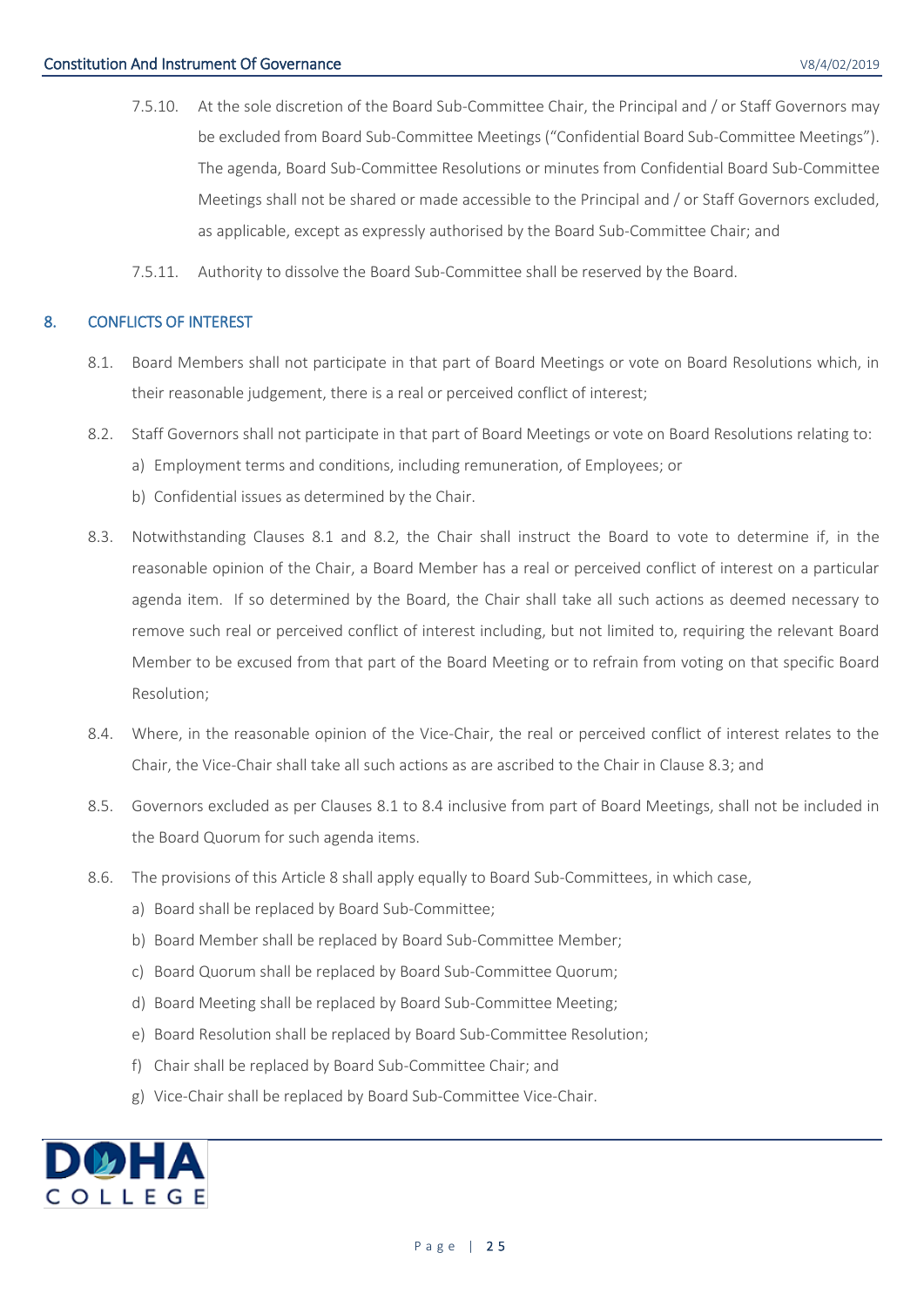7.5.10. At the sole discretion of the Board Sub-Committee Chair, the Principal and / or Staff Governors may be excluded from Board Sub-Committee Meetings ("Confidential Board Sub-Committee Meetings"). The agenda, Board Sub-Committee Resolutions or minutes from Confidential Board Sub-Committee Meetings shall not be shared or made accessible to the Principal and / or Staff Governors excluded, as applicable, except as expressly authorised by the Board Sub-Committee Chair; and

7.5.11. Authority to dissolve the Board Sub-Committee shall be reserved by the Board.

## 8. CONFLICTS OF INTEREST

8.1. Board Members shall not participate in that part of Board Meetings or vote on Board Resolutions which, in their reasonable judgement, there is a real or perceived conflict of interest;

8.2. Staff Governors shall not participate in that part of Board Meetings or vote on Board Resolutions relating to:

a) Employment terms and conditions, including remuneration, of Employees; or
b) Confidential issues as determined by the Chair.

8.3. Notwithstanding Clauses 8.1 and 8.2, the Chair shall instruct the Board to vote to determine if, in the reasonable opinion of the Chair, a Board Member has a real or perceived conflict of interest on a particular agenda item. If so determined by the Board, the Chair shall take all such actions as deemed necessary to remove such real or perceived conflict of interest including, but not limited to, requiring the relevant Board Member to be excused from that part of the Board Meeting or to refrain from voting on that specific Board Resolution;

8.4. Where, in the reasonable opinion of the Vice-Chair, the real or perceived conflict of interest relates to the Chair, the Vice-Chair shall take all such actions as are ascribed to the Chair in Clause 8.3; and

8.5. Governors excluded as per Clauses 8.1 to 8.4 inclusive from part of Board Meetings, shall not be included in the Board Quorum for such agenda items.

8.6. The provisions of this Article 8 shall apply equally to Board Sub-Committees, in which case,

a) Board shall be replaced by Board Sub-Committee;
b) Board Member shall be replaced by Board Sub-Committee Member;
c) Board Quorum shall be replaced by Board Sub-Committee Quorum;
d) Board Meeting shall be replaced by Board Sub-Committee Meeting;
e) Board Resolution shall be replaced by Board Sub-Committee Resolution;
f) Chair shall be replaced by Board Sub-Committee Chair; and
g) Vice-Chair shall be replaced by Board Sub-Committee Vice-Chair.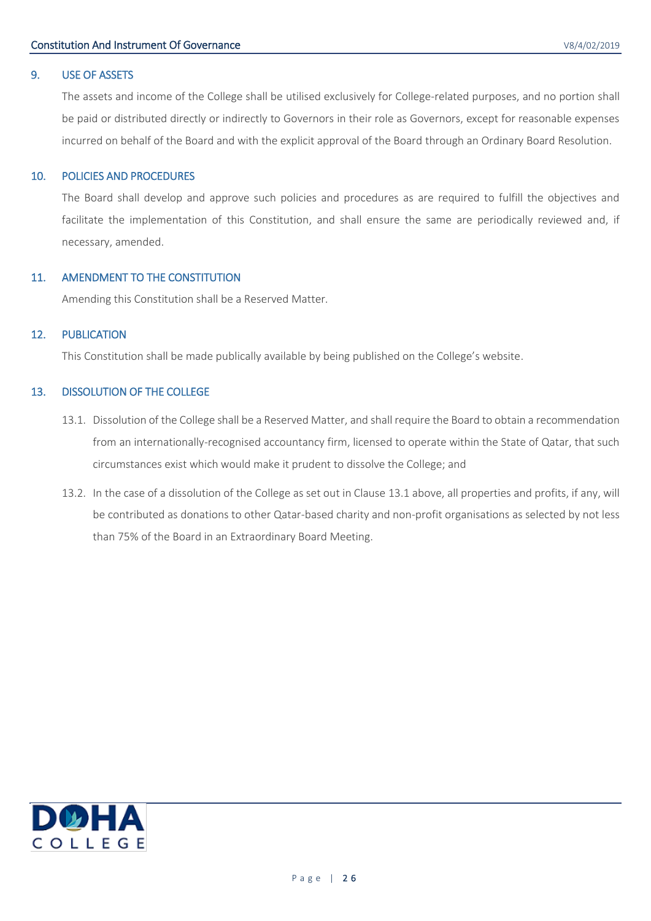## 9. USE OF ASSETS

The assets and income of the College shall be utilised exclusively for College-related purposes, and no portion shall be paid or distributed directly or indirectly to Governors in their role as Governors, except for reasonable expenses incurred on behalf of the Board and with the explicit approval of the Board through an Ordinary Board Resolution.

## 10. POLICIES AND PROCEDURES

The Board shall develop and approve such policies and procedures as are required to fulfill the objectives and facilitate the implementation of this Constitution, and shall ensure the same are periodically reviewed and, if necessary, amended.

## 11. AMENDMENT TO THE CONSTITUTION

Amending this Constitution shall be a Reserved Matter.

## 12. PUBLICATION

This Constitution shall be made publically available by being published on the College's website.

## 13. DISSOLUTION OF THE COLLEGE

13.1. Dissolution of the College shall be a Reserved Matter, and shall require the Board to obtain a recommendation from an internationally-recognised accountancy firm, licensed to operate within the State of Qatar, that such circumstances exist which would make it prudent to dissolve the College; and

13.2. In the case of a dissolution of the College as set out in Clause 13.1 above, all properties and profits, if any, will be contributed as donations to other Qatar-based charity and non-profit organisations as selected by not less than 75% of the Board in an Extraordinary Board Meeting.